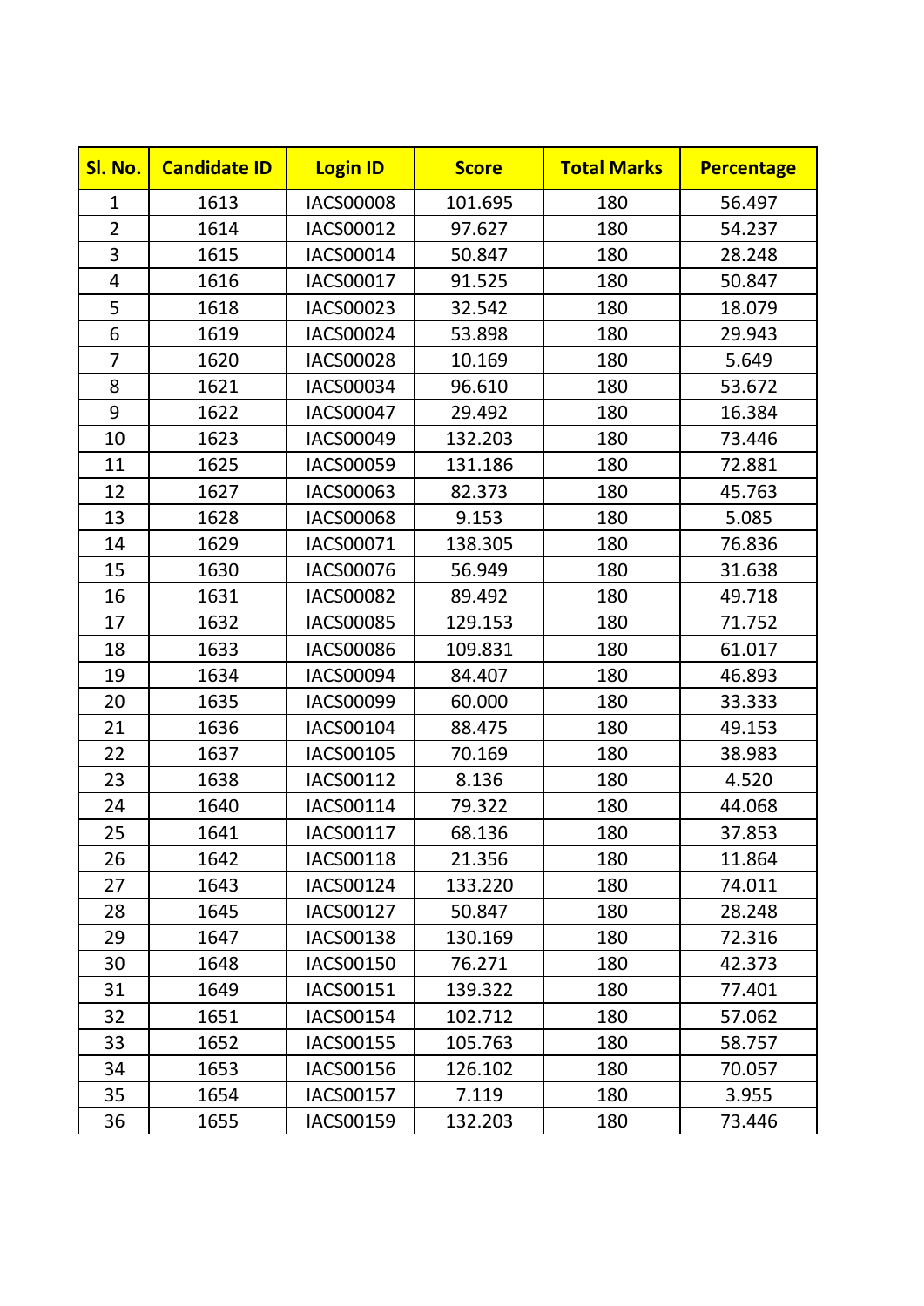| Sl. No. | Candidate ID | Login ID | Score | Total Marks | Percentage |
|---|---|---|---|---|---|
| 1 | 1613 | IACS00008 | 101.695 | 180 | 56.497 |
| 2 | 1614 | IACS00012 | 97.627 | 180 | 54.237 |
| 3 | 1615 | IACS00014 | 50.847 | 180 | 28.248 |
| 4 | 1616 | IACS00017 | 91.525 | 180 | 50.847 |
| 5 | 1618 | IACS00023 | 32.542 | 180 | 18.079 |
| 6 | 1619 | IACS00024 | 53.898 | 180 | 29.943 |
| 7 | 1620 | IACS00028 | 10.169 | 180 | 5.649 |
| 8 | 1621 | IACS00034 | 96.610 | 180 | 53.672 |
| 9 | 1622 | IACS00047 | 29.492 | 180 | 16.384 |
| 10 | 1623 | IACS00049 | 132.203 | 180 | 73.446 |
| 11 | 1625 | IACS00059 | 131.186 | 180 | 72.881 |
| 12 | 1627 | IACS00063 | 82.373 | 180 | 45.763 |
| 13 | 1628 | IACS00068 | 9.153 | 180 | 5.085 |
| 14 | 1629 | IACS00071 | 138.305 | 180 | 76.836 |
| 15 | 1630 | IACS00076 | 56.949 | 180 | 31.638 |
| 16 | 1631 | IACS00082 | 89.492 | 180 | 49.718 |
| 17 | 1632 | IACS00085 | 129.153 | 180 | 71.752 |
| 18 | 1633 | IACS00086 | 109.831 | 180 | 61.017 |
| 19 | 1634 | IACS00094 | 84.407 | 180 | 46.893 |
| 20 | 1635 | IACS00099 | 60.000 | 180 | 33.333 |
| 21 | 1636 | IACS00104 | 88.475 | 180 | 49.153 |
| 22 | 1637 | IACS00105 | 70.169 | 180 | 38.983 |
| 23 | 1638 | IACS00112 | 8.136 | 180 | 4.520 |
| 24 | 1640 | IACS00114 | 79.322 | 180 | 44.068 |
| 25 | 1641 | IACS00117 | 68.136 | 180 | 37.853 |
| 26 | 1642 | IACS00118 | 21.356 | 180 | 11.864 |
| 27 | 1643 | IACS00124 | 133.220 | 180 | 74.011 |
| 28 | 1645 | IACS00127 | 50.847 | 180 | 28.248 |
| 29 | 1647 | IACS00138 | 130.169 | 180 | 72.316 |
| 30 | 1648 | IACS00150 | 76.271 | 180 | 42.373 |
| 31 | 1649 | IACS00151 | 139.322 | 180 | 77.401 |
| 32 | 1651 | IACS00154 | 102.712 | 180 | 57.062 |
| 33 | 1652 | IACS00155 | 105.763 | 180 | 58.757 |
| 34 | 1653 | IACS00156 | 126.102 | 180 | 70.057 |
| 35 | 1654 | IACS00157 | 7.119 | 180 | 3.955 |
| 36 | 1655 | IACS00159 | 132.203 | 180 | 73.446 |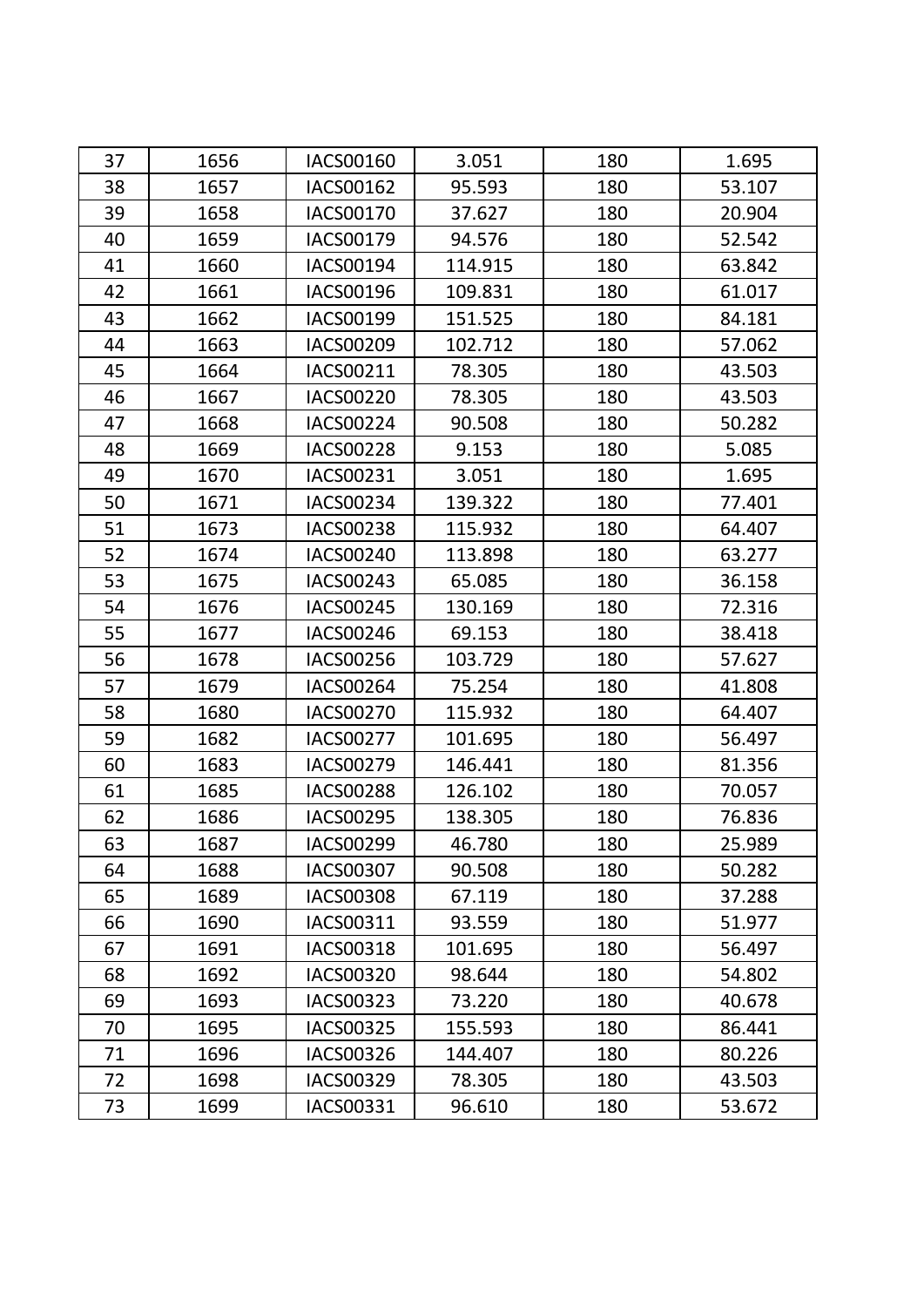| 37 | 1656 | IACS00160 | 3.051 | 180 | 1.695 |
|---|---|---|---|---|---|
| 38 | 1657 | IACS00162 | 95.593 | 180 | 53.107 |
| 39 | 1658 | IACS00170 | 37.627 | 180 | 20.904 |
| 40 | 1659 | IACS00179 | 94.576 | 180 | 52.542 |
| 41 | 1660 | IACS00194 | 114.915 | 180 | 63.842 |
| 42 | 1661 | IACS00196 | 109.831 | 180 | 61.017 |
| 43 | 1662 | IACS00199 | 151.525 | 180 | 84.181 |
| 44 | 1663 | IACS00209 | 102.712 | 180 | 57.062 |
| 45 | 1664 | IACS00211 | 78.305 | 180 | 43.503 |
| 46 | 1667 | IACS00220 | 78.305 | 180 | 43.503 |
| 47 | 1668 | IACS00224 | 90.508 | 180 | 50.282 |
| 48 | 1669 | IACS00228 | 9.153 | 180 | 5.085 |
| 49 | 1670 | IACS00231 | 3.051 | 180 | 1.695 |
| 50 | 1671 | IACS00234 | 139.322 | 180 | 77.401 |
| 51 | 1673 | IACS00238 | 115.932 | 180 | 64.407 |
| 52 | 1674 | IACS00240 | 113.898 | 180 | 63.277 |
| 53 | 1675 | IACS00243 | 65.085 | 180 | 36.158 |
| 54 | 1676 | IACS00245 | 130.169 | 180 | 72.316 |
| 55 | 1677 | IACS00246 | 69.153 | 180 | 38.418 |
| 56 | 1678 | IACS00256 | 103.729 | 180 | 57.627 |
| 57 | 1679 | IACS00264 | 75.254 | 180 | 41.808 |
| 58 | 1680 | IACS00270 | 115.932 | 180 | 64.407 |
| 59 | 1682 | IACS00277 | 101.695 | 180 | 56.497 |
| 60 | 1683 | IACS00279 | 146.441 | 180 | 81.356 |
| 61 | 1685 | IACS00288 | 126.102 | 180 | 70.057 |
| 62 | 1686 | IACS00295 | 138.305 | 180 | 76.836 |
| 63 | 1687 | IACS00299 | 46.780 | 180 | 25.989 |
| 64 | 1688 | IACS00307 | 90.508 | 180 | 50.282 |
| 65 | 1689 | IACS00308 | 67.119 | 180 | 37.288 |
| 66 | 1690 | IACS00311 | 93.559 | 180 | 51.977 |
| 67 | 1691 | IACS00318 | 101.695 | 180 | 56.497 |
| 68 | 1692 | IACS00320 | 98.644 | 180 | 54.802 |
| 69 | 1693 | IACS00323 | 73.220 | 180 | 40.678 |
| 70 | 1695 | IACS00325 | 155.593 | 180 | 86.441 |
| 71 | 1696 | IACS00326 | 144.407 | 180 | 80.226 |
| 72 | 1698 | IACS00329 | 78.305 | 180 | 43.503 |
| 73 | 1699 | IACS00331 | 96.610 | 180 | 53.672 |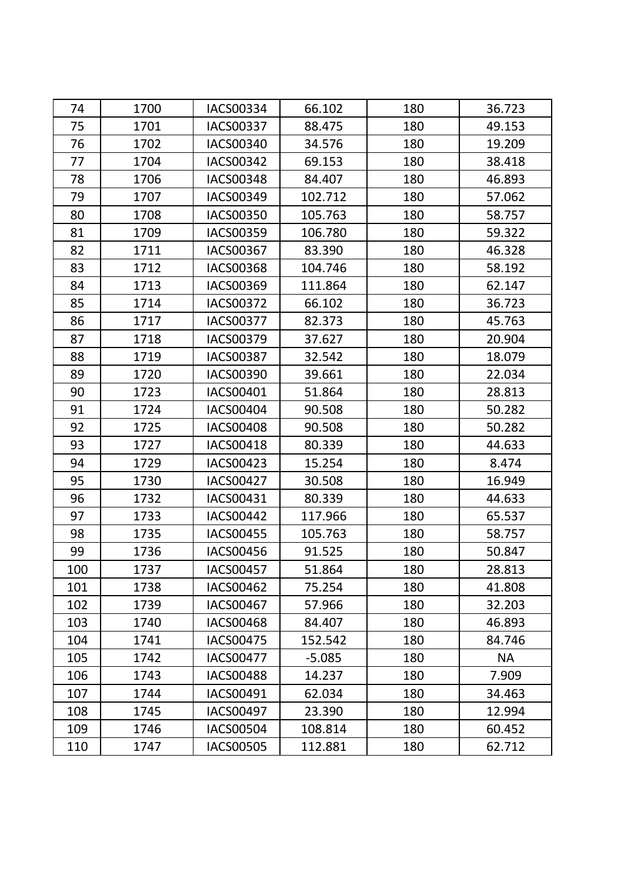| 74 | 1700 | IACS00334 | 66.102 | 180 | 36.723 |
|---|---|---|---|---|---|
| 75 | 1701 | IACS00337 | 88.475 | 180 | 49.153 |
| 76 | 1702 | IACS00340 | 34.576 | 180 | 19.209 |
| 77 | 1704 | IACS00342 | 69.153 | 180 | 38.418 |
| 78 | 1706 | IACS00348 | 84.407 | 180 | 46.893 |
| 79 | 1707 | IACS00349 | 102.712 | 180 | 57.062 |
| 80 | 1708 | IACS00350 | 105.763 | 180 | 58.757 |
| 81 | 1709 | IACS00359 | 106.780 | 180 | 59.322 |
| 82 | 1711 | IACS00367 | 83.390 | 180 | 46.328 |
| 83 | 1712 | IACS00368 | 104.746 | 180 | 58.192 |
| 84 | 1713 | IACS00369 | 111.864 | 180 | 62.147 |
| 85 | 1714 | IACS00372 | 66.102 | 180 | 36.723 |
| 86 | 1717 | IACS00377 | 82.373 | 180 | 45.763 |
| 87 | 1718 | IACS00379 | 37.627 | 180 | 20.904 |
| 88 | 1719 | IACS00387 | 32.542 | 180 | 18.079 |
| 89 | 1720 | IACS00390 | 39.661 | 180 | 22.034 |
| 90 | 1723 | IACS00401 | 51.864 | 180 | 28.813 |
| 91 | 1724 | IACS00404 | 90.508 | 180 | 50.282 |
| 92 | 1725 | IACS00408 | 90.508 | 180 | 50.282 |
| 93 | 1727 | IACS00418 | 80.339 | 180 | 44.633 |
| 94 | 1729 | IACS00423 | 15.254 | 180 | 8.474 |
| 95 | 1730 | IACS00427 | 30.508 | 180 | 16.949 |
| 96 | 1732 | IACS00431 | 80.339 | 180 | 44.633 |
| 97 | 1733 | IACS00442 | 117.966 | 180 | 65.537 |
| 98 | 1735 | IACS00455 | 105.763 | 180 | 58.757 |
| 99 | 1736 | IACS00456 | 91.525 | 180 | 50.847 |
| 100 | 1737 | IACS00457 | 51.864 | 180 | 28.813 |
| 101 | 1738 | IACS00462 | 75.254 | 180 | 41.808 |
| 102 | 1739 | IACS00467 | 57.966 | 180 | 32.203 |
| 103 | 1740 | IACS00468 | 84.407 | 180 | 46.893 |
| 104 | 1741 | IACS00475 | 152.542 | 180 | 84.746 |
| 105 | 1742 | IACS00477 | -5.085 | 180 | NA |
| 106 | 1743 | IACS00488 | 14.237 | 180 | 7.909 |
| 107 | 1744 | IACS00491 | 62.034 | 180 | 34.463 |
| 108 | 1745 | IACS00497 | 23.390 | 180 | 12.994 |
| 109 | 1746 | IACS00504 | 108.814 | 180 | 60.452 |
| 110 | 1747 | IACS00505 | 112.881 | 180 | 62.712 |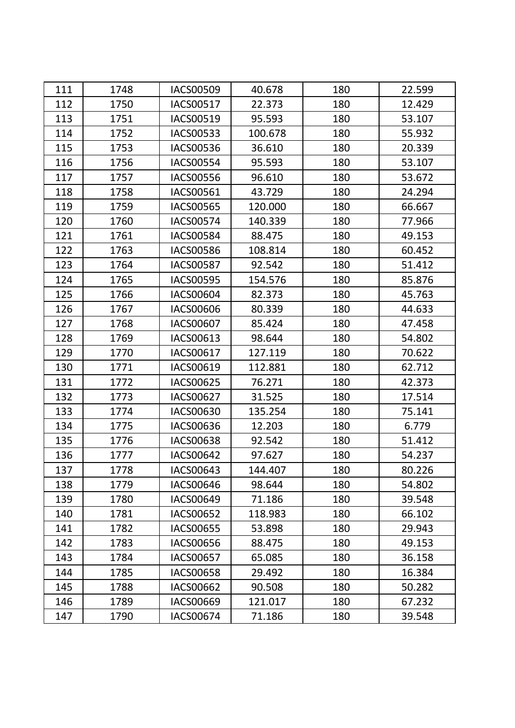| | | | | | |
|---|---|---|---|---|---|
| 111 | 1748 | IACS00509 | 40.678 | 180 | 22.599 |
| 112 | 1750 | IACS00517 | 22.373 | 180 | 12.429 |
| 113 | 1751 | IACS00519 | 95.593 | 180 | 53.107 |
| 114 | 1752 | IACS00533 | 100.678 | 180 | 55.932 |
| 115 | 1753 | IACS00536 | 36.610 | 180 | 20.339 |
| 116 | 1756 | IACS00554 | 95.593 | 180 | 53.107 |
| 117 | 1757 | IACS00556 | 96.610 | 180 | 53.672 |
| 118 | 1758 | IACS00561 | 43.729 | 180 | 24.294 |
| 119 | 1759 | IACS00565 | 120.000 | 180 | 66.667 |
| 120 | 1760 | IACS00574 | 140.339 | 180 | 77.966 |
| 121 | 1761 | IACS00584 | 88.475 | 180 | 49.153 |
| 122 | 1763 | IACS00586 | 108.814 | 180 | 60.452 |
| 123 | 1764 | IACS00587 | 92.542 | 180 | 51.412 |
| 124 | 1765 | IACS00595 | 154.576 | 180 | 85.876 |
| 125 | 1766 | IACS00604 | 82.373 | 180 | 45.763 |
| 126 | 1767 | IACS00606 | 80.339 | 180 | 44.633 |
| 127 | 1768 | IACS00607 | 85.424 | 180 | 47.458 |
| 128 | 1769 | IACS00613 | 98.644 | 180 | 54.802 |
| 129 | 1770 | IACS00617 | 127.119 | 180 | 70.622 |
| 130 | 1771 | IACS00619 | 112.881 | 180 | 62.712 |
| 131 | 1772 | IACS00625 | 76.271 | 180 | 42.373 |
| 132 | 1773 | IACS00627 | 31.525 | 180 | 17.514 |
| 133 | 1774 | IACS00630 | 135.254 | 180 | 75.141 |
| 134 | 1775 | IACS00636 | 12.203 | 180 | 6.779 |
| 135 | 1776 | IACS00638 | 92.542 | 180 | 51.412 |
| 136 | 1777 | IACS00642 | 97.627 | 180 | 54.237 |
| 137 | 1778 | IACS00643 | 144.407 | 180 | 80.226 |
| 138 | 1779 | IACS00646 | 98.644 | 180 | 54.802 |
| 139 | 1780 | IACS00649 | 71.186 | 180 | 39.548 |
| 140 | 1781 | IACS00652 | 118.983 | 180 | 66.102 |
| 141 | 1782 | IACS00655 | 53.898 | 180 | 29.943 |
| 142 | 1783 | IACS00656 | 88.475 | 180 | 49.153 |
| 143 | 1784 | IACS00657 | 65.085 | 180 | 36.158 |
| 144 | 1785 | IACS00658 | 29.492 | 180 | 16.384 |
| 145 | 1788 | IACS00662 | 90.508 | 180 | 50.282 |
| 146 | 1789 | IACS00669 | 121.017 | 180 | 67.232 |
| 147 | 1790 | IACS00674 | 71.186 | 180 | 39.548 |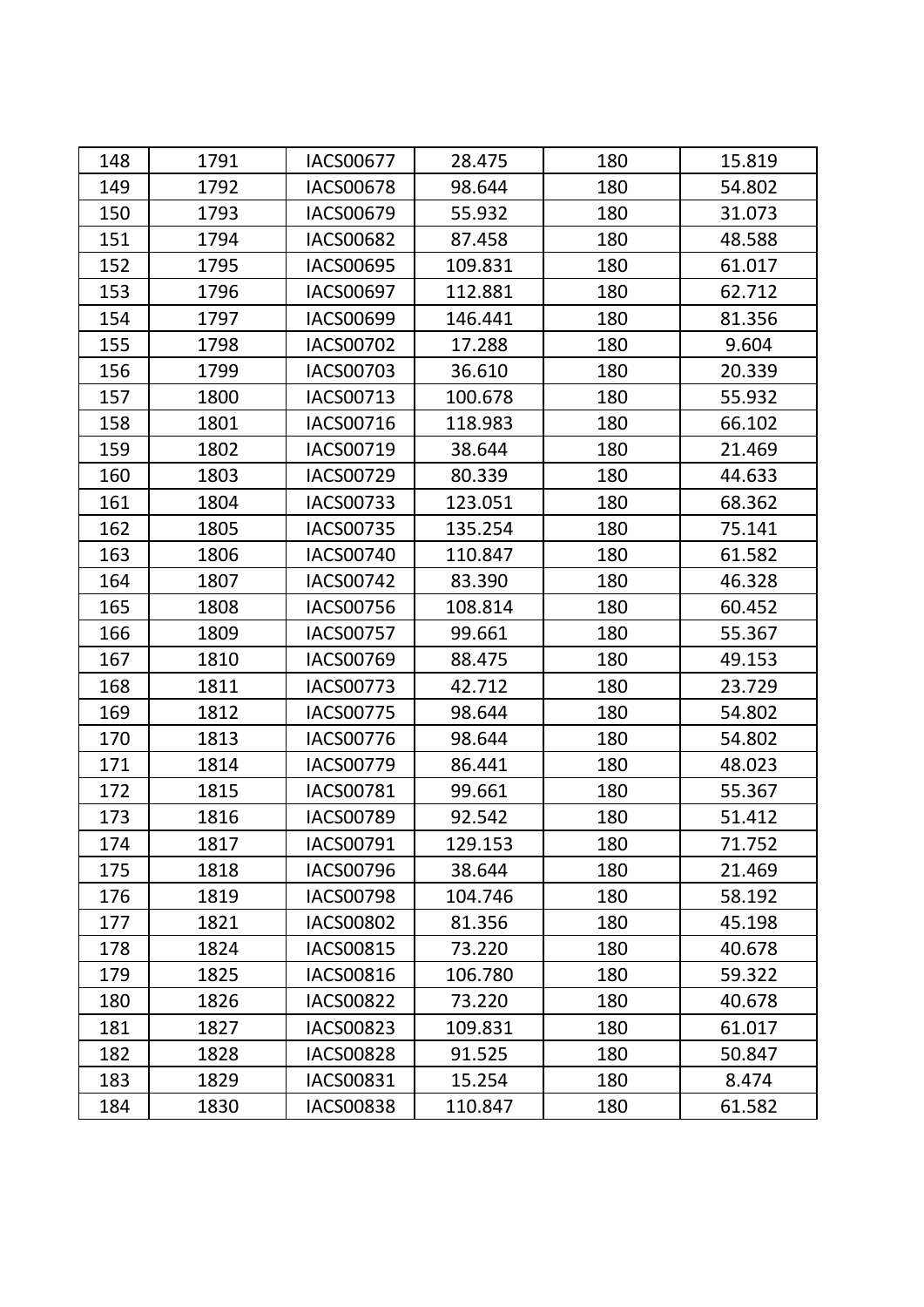| | | | | | |
|---|---|---|---|---|---|
| 148 | 1791 | IACS00677 | 28.475 | 180 | 15.819 |
| 149 | 1792 | IACS00678 | 98.644 | 180 | 54.802 |
| 150 | 1793 | IACS00679 | 55.932 | 180 | 31.073 |
| 151 | 1794 | IACS00682 | 87.458 | 180 | 48.588 |
| 152 | 1795 | IACS00695 | 109.831 | 180 | 61.017 |
| 153 | 1796 | IACS00697 | 112.881 | 180 | 62.712 |
| 154 | 1797 | IACS00699 | 146.441 | 180 | 81.356 |
| 155 | 1798 | IACS00702 | 17.288 | 180 | 9.604 |
| 156 | 1799 | IACS00703 | 36.610 | 180 | 20.339 |
| 157 | 1800 | IACS00713 | 100.678 | 180 | 55.932 |
| 158 | 1801 | IACS00716 | 118.983 | 180 | 66.102 |
| 159 | 1802 | IACS00719 | 38.644 | 180 | 21.469 |
| 160 | 1803 | IACS00729 | 80.339 | 180 | 44.633 |
| 161 | 1804 | IACS00733 | 123.051 | 180 | 68.362 |
| 162 | 1805 | IACS00735 | 135.254 | 180 | 75.141 |
| 163 | 1806 | IACS00740 | 110.847 | 180 | 61.582 |
| 164 | 1807 | IACS00742 | 83.390 | 180 | 46.328 |
| 165 | 1808 | IACS00756 | 108.814 | 180 | 60.452 |
| 166 | 1809 | IACS00757 | 99.661 | 180 | 55.367 |
| 167 | 1810 | IACS00769 | 88.475 | 180 | 49.153 |
| 168 | 1811 | IACS00773 | 42.712 | 180 | 23.729 |
| 169 | 1812 | IACS00775 | 98.644 | 180 | 54.802 |
| 170 | 1813 | IACS00776 | 98.644 | 180 | 54.802 |
| 171 | 1814 | IACS00779 | 86.441 | 180 | 48.023 |
| 172 | 1815 | IACS00781 | 99.661 | 180 | 55.367 |
| 173 | 1816 | IACS00789 | 92.542 | 180 | 51.412 |
| 174 | 1817 | IACS00791 | 129.153 | 180 | 71.752 |
| 175 | 1818 | IACS00796 | 38.644 | 180 | 21.469 |
| 176 | 1819 | IACS00798 | 104.746 | 180 | 58.192 |
| 177 | 1821 | IACS00802 | 81.356 | 180 | 45.198 |
| 178 | 1824 | IACS00815 | 73.220 | 180 | 40.678 |
| 179 | 1825 | IACS00816 | 106.780 | 180 | 59.322 |
| 180 | 1826 | IACS00822 | 73.220 | 180 | 40.678 |
| 181 | 1827 | IACS00823 | 109.831 | 180 | 61.017 |
| 182 | 1828 | IACS00828 | 91.525 | 180 | 50.847 |
| 183 | 1829 | IACS00831 | 15.254 | 180 | 8.474 |
| 184 | 1830 | IACS00838 | 110.847 | 180 | 61.582 |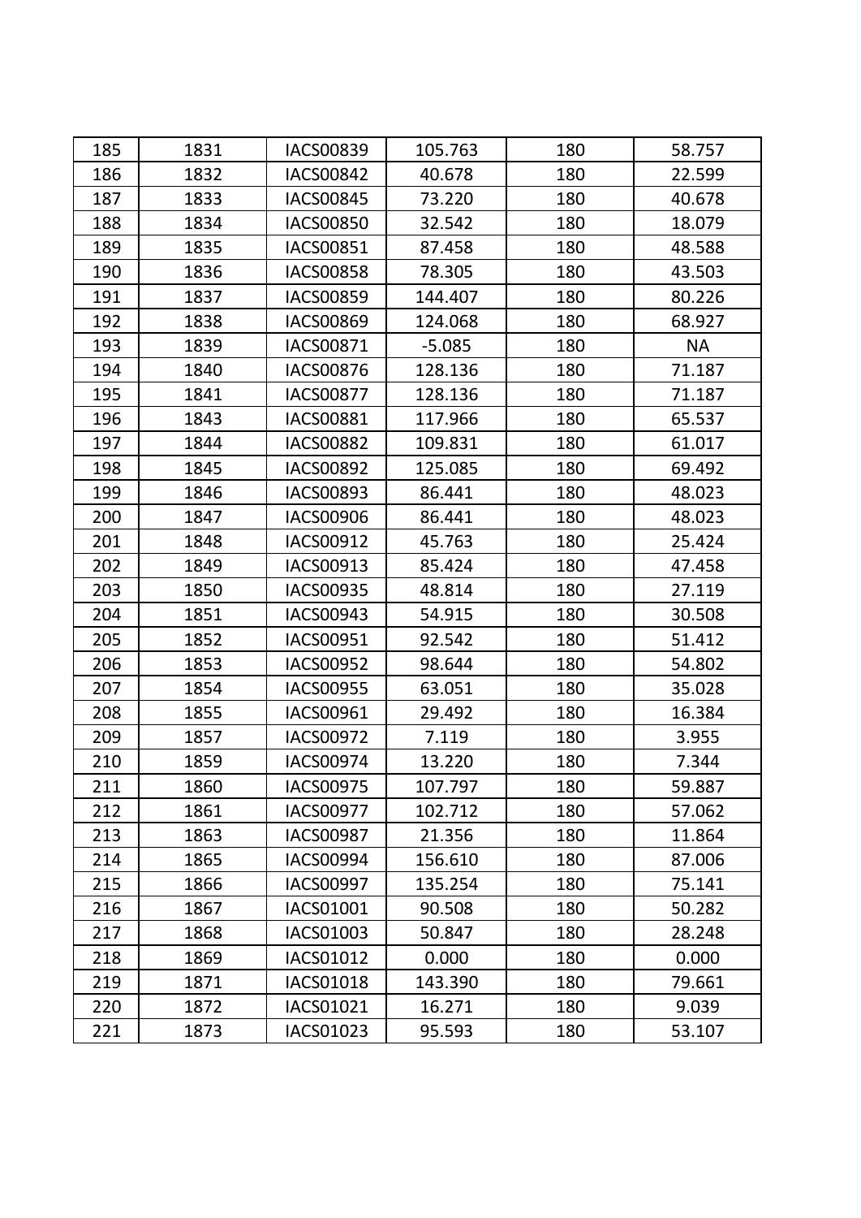| 185 | 1831 | IACS00839 | 105.763 | 180 | 58.757 |
|---|---|---|---|---|---|
| 186 | 1832 | IACS00842 | 40.678 | 180 | 22.599 |
| 187 | 1833 | IACS00845 | 73.220 | 180 | 40.678 |
| 188 | 1834 | IACS00850 | 32.542 | 180 | 18.079 |
| 189 | 1835 | IACS00851 | 87.458 | 180 | 48.588 |
| 190 | 1836 | IACS00858 | 78.305 | 180 | 43.503 |
| 191 | 1837 | IACS00859 | 144.407 | 180 | 80.226 |
| 192 | 1838 | IACS00869 | 124.068 | 180 | 68.927 |
| 193 | 1839 | IACS00871 | -5.085 | 180 | NA |
| 194 | 1840 | IACS00876 | 128.136 | 180 | 71.187 |
| 195 | 1841 | IACS00877 | 128.136 | 180 | 71.187 |
| 196 | 1843 | IACS00881 | 117.966 | 180 | 65.537 |
| 197 | 1844 | IACS00882 | 109.831 | 180 | 61.017 |
| 198 | 1845 | IACS00892 | 125.085 | 180 | 69.492 |
| 199 | 1846 | IACS00893 | 86.441 | 180 | 48.023 |
| 200 | 1847 | IACS00906 | 86.441 | 180 | 48.023 |
| 201 | 1848 | IACS00912 | 45.763 | 180 | 25.424 |
| 202 | 1849 | IACS00913 | 85.424 | 180 | 47.458 |
| 203 | 1850 | IACS00935 | 48.814 | 180 | 27.119 |
| 204 | 1851 | IACS00943 | 54.915 | 180 | 30.508 |
| 205 | 1852 | IACS00951 | 92.542 | 180 | 51.412 |
| 206 | 1853 | IACS00952 | 98.644 | 180 | 54.802 |
| 207 | 1854 | IACS00955 | 63.051 | 180 | 35.028 |
| 208 | 1855 | IACS00961 | 29.492 | 180 | 16.384 |
| 209 | 1857 | IACS00972 | 7.119 | 180 | 3.955 |
| 210 | 1859 | IACS00974 | 13.220 | 180 | 7.344 |
| 211 | 1860 | IACS00975 | 107.797 | 180 | 59.887 |
| 212 | 1861 | IACS00977 | 102.712 | 180 | 57.062 |
| 213 | 1863 | IACS00987 | 21.356 | 180 | 11.864 |
| 214 | 1865 | IACS00994 | 156.610 | 180 | 87.006 |
| 215 | 1866 | IACS00997 | 135.254 | 180 | 75.141 |
| 216 | 1867 | IACS01001 | 90.508 | 180 | 50.282 |
| 217 | 1868 | IACS01003 | 50.847 | 180 | 28.248 |
| 218 | 1869 | IACS01012 | 0.000 | 180 | 0.000 |
| 219 | 1871 | IACS01018 | 143.390 | 180 | 79.661 |
| 220 | 1872 | IACS01021 | 16.271 | 180 | 9.039 |
| 221 | 1873 | IACS01023 | 95.593 | 180 | 53.107 |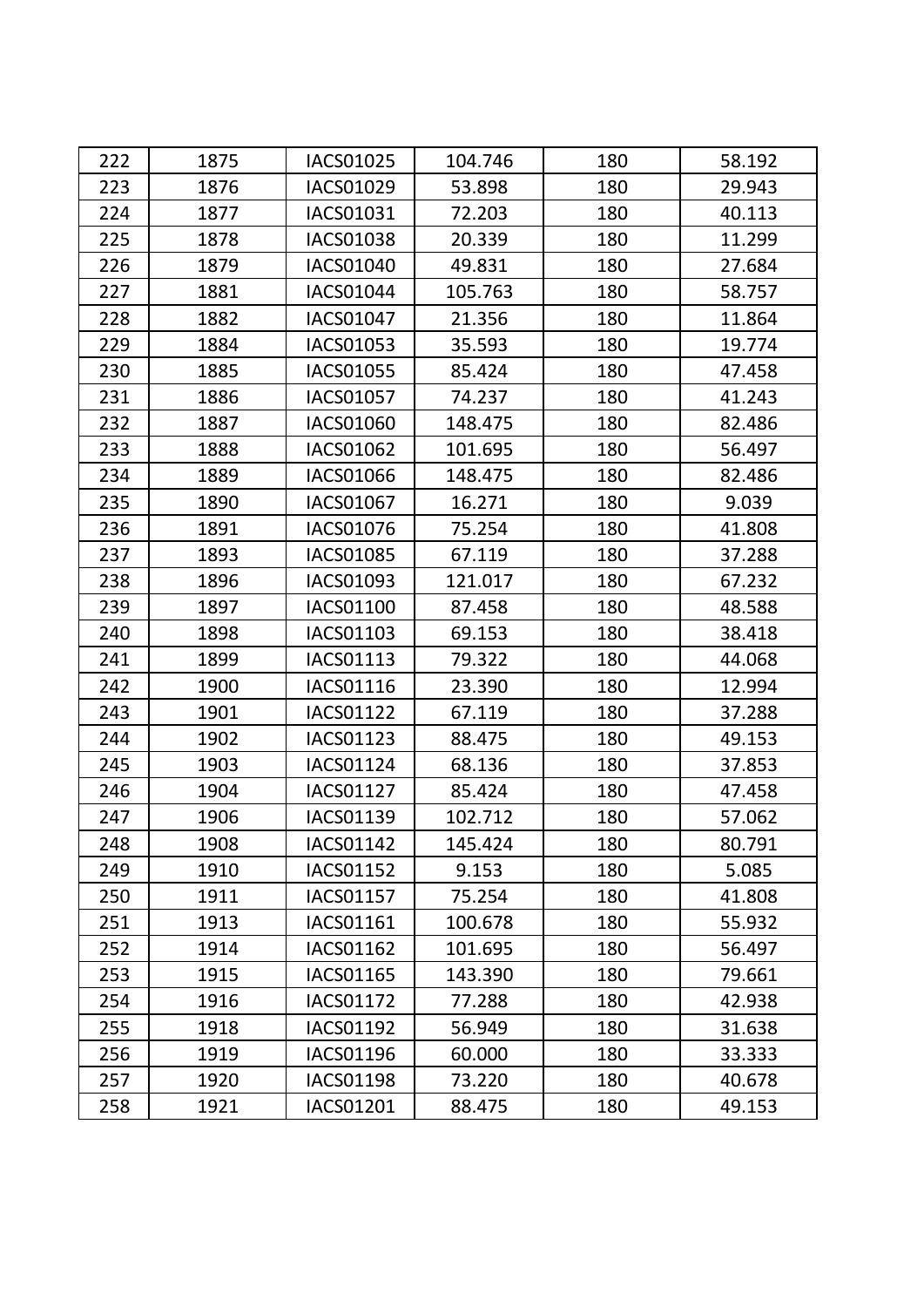| 222 | 1875 | IACS01025 | 104.746 | 180 | 58.192 |
|---|---|---|---|---|---|
| 223 | 1876 | IACS01029 | 53.898 | 180 | 29.943 |
| 224 | 1877 | IACS01031 | 72.203 | 180 | 40.113 |
| 225 | 1878 | IACS01038 | 20.339 | 180 | 11.299 |
| 226 | 1879 | IACS01040 | 49.831 | 180 | 27.684 |
| 227 | 1881 | IACS01044 | 105.763 | 180 | 58.757 |
| 228 | 1882 | IACS01047 | 21.356 | 180 | 11.864 |
| 229 | 1884 | IACS01053 | 35.593 | 180 | 19.774 |
| 230 | 1885 | IACS01055 | 85.424 | 180 | 47.458 |
| 231 | 1886 | IACS01057 | 74.237 | 180 | 41.243 |
| 232 | 1887 | IACS01060 | 148.475 | 180 | 82.486 |
| 233 | 1888 | IACS01062 | 101.695 | 180 | 56.497 |
| 234 | 1889 | IACS01066 | 148.475 | 180 | 82.486 |
| 235 | 1890 | IACS01067 | 16.271 | 180 | 9.039 |
| 236 | 1891 | IACS01076 | 75.254 | 180 | 41.808 |
| 237 | 1893 | IACS01085 | 67.119 | 180 | 37.288 |
| 238 | 1896 | IACS01093 | 121.017 | 180 | 67.232 |
| 239 | 1897 | IACS01100 | 87.458 | 180 | 48.588 |
| 240 | 1898 | IACS01103 | 69.153 | 180 | 38.418 |
| 241 | 1899 | IACS01113 | 79.322 | 180 | 44.068 |
| 242 | 1900 | IACS01116 | 23.390 | 180 | 12.994 |
| 243 | 1901 | IACS01122 | 67.119 | 180 | 37.288 |
| 244 | 1902 | IACS01123 | 88.475 | 180 | 49.153 |
| 245 | 1903 | IACS01124 | 68.136 | 180 | 37.853 |
| 246 | 1904 | IACS01127 | 85.424 | 180 | 47.458 |
| 247 | 1906 | IACS01139 | 102.712 | 180 | 57.062 |
| 248 | 1908 | IACS01142 | 145.424 | 180 | 80.791 |
| 249 | 1910 | IACS01152 | 9.153 | 180 | 5.085 |
| 250 | 1911 | IACS01157 | 75.254 | 180 | 41.808 |
| 251 | 1913 | IACS01161 | 100.678 | 180 | 55.932 |
| 252 | 1914 | IACS01162 | 101.695 | 180 | 56.497 |
| 253 | 1915 | IACS01165 | 143.390 | 180 | 79.661 |
| 254 | 1916 | IACS01172 | 77.288 | 180 | 42.938 |
| 255 | 1918 | IACS01192 | 56.949 | 180 | 31.638 |
| 256 | 1919 | IACS01196 | 60.000 | 180 | 33.333 |
| 257 | 1920 | IACS01198 | 73.220 | 180 | 40.678 |
| 258 | 1921 | IACS01201 | 88.475 | 180 | 49.153 |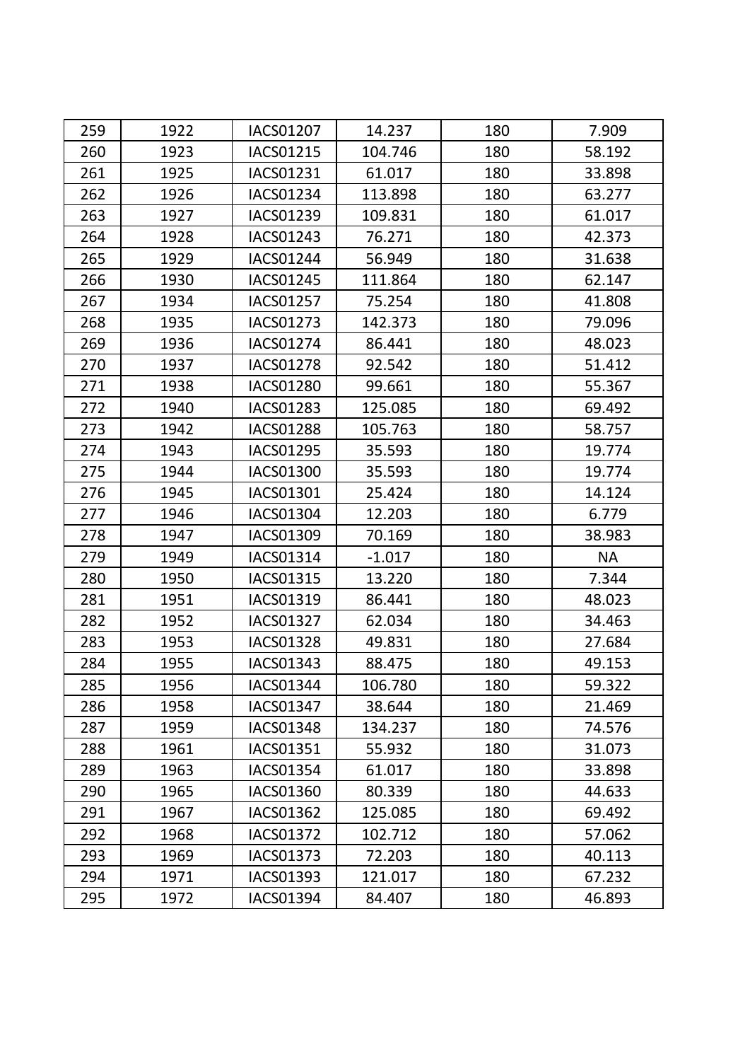| | | | | | |
|---|---|---|---|---|---|
| 259 | 1922 | IACS01207 | 14.237 | 180 | 7.909 |
| 260 | 1923 | IACS01215 | 104.746 | 180 | 58.192 |
| 261 | 1925 | IACS01231 | 61.017 | 180 | 33.898 |
| 262 | 1926 | IACS01234 | 113.898 | 180 | 63.277 |
| 263 | 1927 | IACS01239 | 109.831 | 180 | 61.017 |
| 264 | 1928 | IACS01243 | 76.271 | 180 | 42.373 |
| 265 | 1929 | IACS01244 | 56.949 | 180 | 31.638 |
| 266 | 1930 | IACS01245 | 111.864 | 180 | 62.147 |
| 267 | 1934 | IACS01257 | 75.254 | 180 | 41.808 |
| 268 | 1935 | IACS01273 | 142.373 | 180 | 79.096 |
| 269 | 1936 | IACS01274 | 86.441 | 180 | 48.023 |
| 270 | 1937 | IACS01278 | 92.542 | 180 | 51.412 |
| 271 | 1938 | IACS01280 | 99.661 | 180 | 55.367 |
| 272 | 1940 | IACS01283 | 125.085 | 180 | 69.492 |
| 273 | 1942 | IACS01288 | 105.763 | 180 | 58.757 |
| 274 | 1943 | IACS01295 | 35.593 | 180 | 19.774 |
| 275 | 1944 | IACS01300 | 35.593 | 180 | 19.774 |
| 276 | 1945 | IACS01301 | 25.424 | 180 | 14.124 |
| 277 | 1946 | IACS01304 | 12.203 | 180 | 6.779 |
| 278 | 1947 | IACS01309 | 70.169 | 180 | 38.983 |
| 279 | 1949 | IACS01314 | -1.017 | 180 | NA |
| 280 | 1950 | IACS01315 | 13.220 | 180 | 7.344 |
| 281 | 1951 | IACS01319 | 86.441 | 180 | 48.023 |
| 282 | 1952 | IACS01327 | 62.034 | 180 | 34.463 |
| 283 | 1953 | IACS01328 | 49.831 | 180 | 27.684 |
| 284 | 1955 | IACS01343 | 88.475 | 180 | 49.153 |
| 285 | 1956 | IACS01344 | 106.780 | 180 | 59.322 |
| 286 | 1958 | IACS01347 | 38.644 | 180 | 21.469 |
| 287 | 1959 | IACS01348 | 134.237 | 180 | 74.576 |
| 288 | 1961 | IACS01351 | 55.932 | 180 | 31.073 |
| 289 | 1963 | IACS01354 | 61.017 | 180 | 33.898 |
| 290 | 1965 | IACS01360 | 80.339 | 180 | 44.633 |
| 291 | 1967 | IACS01362 | 125.085 | 180 | 69.492 |
| 292 | 1968 | IACS01372 | 102.712 | 180 | 57.062 |
| 293 | 1969 | IACS01373 | 72.203 | 180 | 40.113 |
| 294 | 1971 | IACS01393 | 121.017 | 180 | 67.232 |
| 295 | 1972 | IACS01394 | 84.407 | 180 | 46.893 |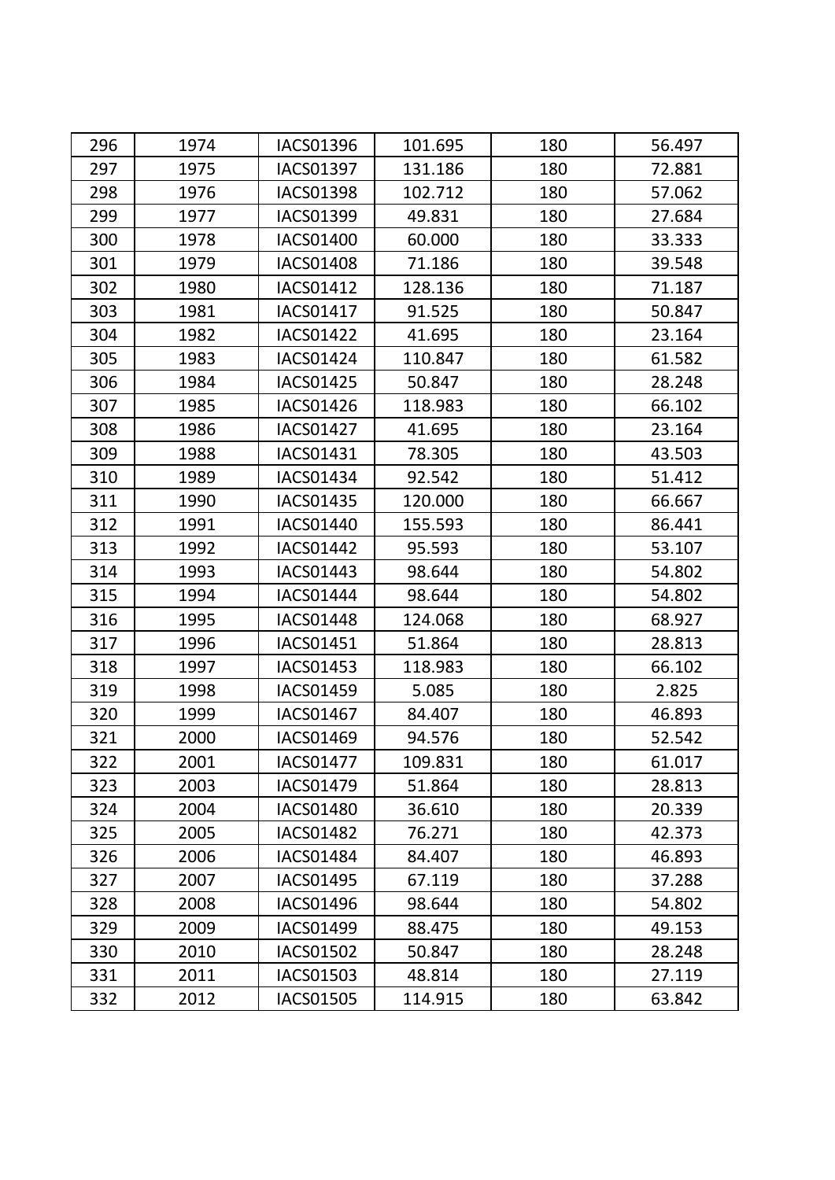| 296 | 1974 | IACS01396 | 101.695 | 180 | 56.497 |
|---|---|---|---|---|---|
| 297 | 1975 | IACS01397 | 131.186 | 180 | 72.881 |
| 298 | 1976 | IACS01398 | 102.712 | 180 | 57.062 |
| 299 | 1977 | IACS01399 | 49.831 | 180 | 27.684 |
| 300 | 1978 | IACS01400 | 60.000 | 180 | 33.333 |
| 301 | 1979 | IACS01408 | 71.186 | 180 | 39.548 |
| 302 | 1980 | IACS01412 | 128.136 | 180 | 71.187 |
| 303 | 1981 | IACS01417 | 91.525 | 180 | 50.847 |
| 304 | 1982 | IACS01422 | 41.695 | 180 | 23.164 |
| 305 | 1983 | IACS01424 | 110.847 | 180 | 61.582 |
| 306 | 1984 | IACS01425 | 50.847 | 180 | 28.248 |
| 307 | 1985 | IACS01426 | 118.983 | 180 | 66.102 |
| 308 | 1986 | IACS01427 | 41.695 | 180 | 23.164 |
| 309 | 1988 | IACS01431 | 78.305 | 180 | 43.503 |
| 310 | 1989 | IACS01434 | 92.542 | 180 | 51.412 |
| 311 | 1990 | IACS01435 | 120.000 | 180 | 66.667 |
| 312 | 1991 | IACS01440 | 155.593 | 180 | 86.441 |
| 313 | 1992 | IACS01442 | 95.593 | 180 | 53.107 |
| 314 | 1993 | IACS01443 | 98.644 | 180 | 54.802 |
| 315 | 1994 | IACS01444 | 98.644 | 180 | 54.802 |
| 316 | 1995 | IACS01448 | 124.068 | 180 | 68.927 |
| 317 | 1996 | IACS01451 | 51.864 | 180 | 28.813 |
| 318 | 1997 | IACS01453 | 118.983 | 180 | 66.102 |
| 319 | 1998 | IACS01459 | 5.085 | 180 | 2.825 |
| 320 | 1999 | IACS01467 | 84.407 | 180 | 46.893 |
| 321 | 2000 | IACS01469 | 94.576 | 180 | 52.542 |
| 322 | 2001 | IACS01477 | 109.831 | 180 | 61.017 |
| 323 | 2003 | IACS01479 | 51.864 | 180 | 28.813 |
| 324 | 2004 | IACS01480 | 36.610 | 180 | 20.339 |
| 325 | 2005 | IACS01482 | 76.271 | 180 | 42.373 |
| 326 | 2006 | IACS01484 | 84.407 | 180 | 46.893 |
| 327 | 2007 | IACS01495 | 67.119 | 180 | 37.288 |
| 328 | 2008 | IACS01496 | 98.644 | 180 | 54.802 |
| 329 | 2009 | IACS01499 | 88.475 | 180 | 49.153 |
| 330 | 2010 | IACS01502 | 50.847 | 180 | 28.248 |
| 331 | 2011 | IACS01503 | 48.814 | 180 | 27.119 |
| 332 | 2012 | IACS01505 | 114.915 | 180 | 63.842 |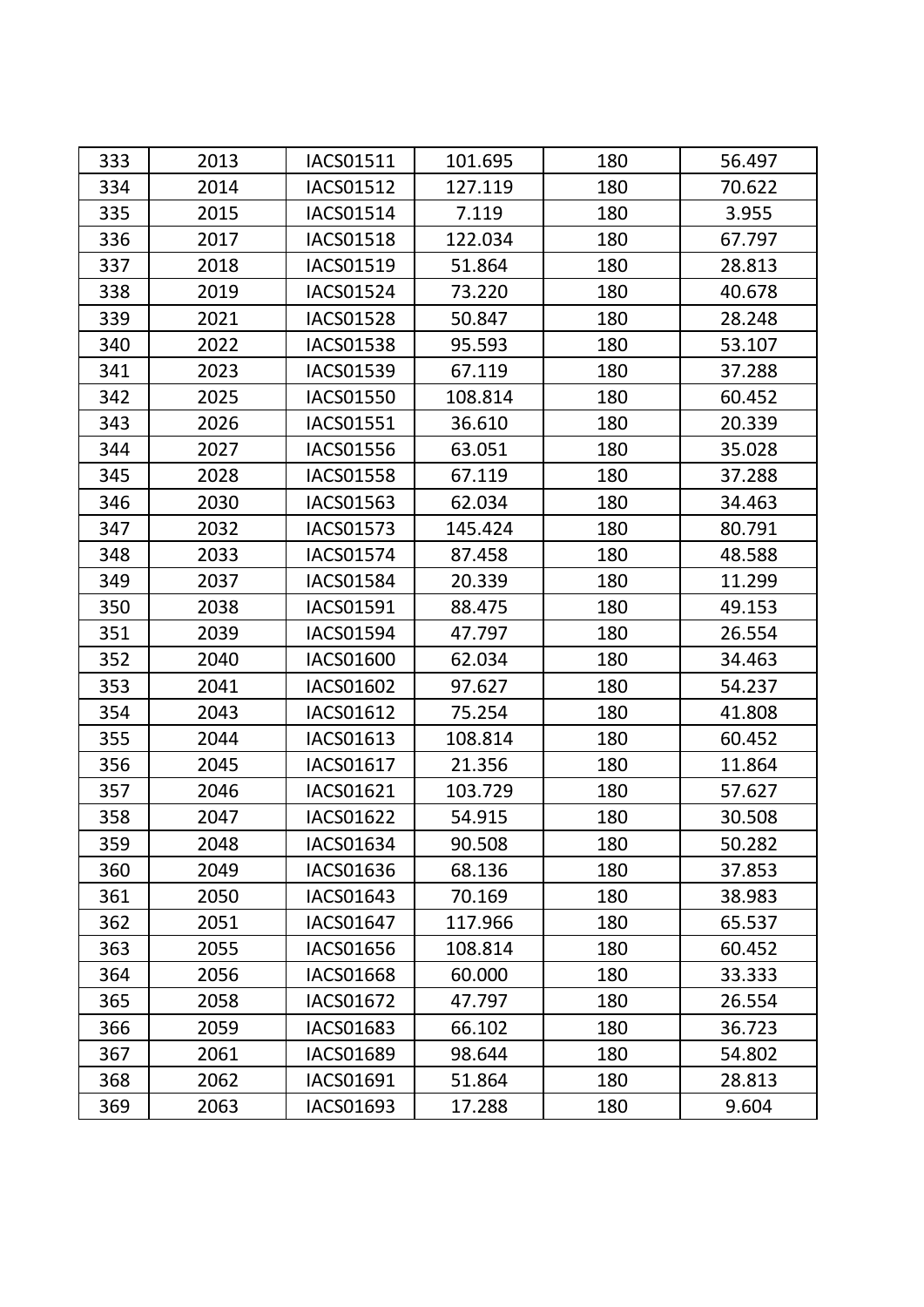| 333 | 2013 | IACS01511 | 101.695 | 180 | 56.497 |
|---|---|---|---|---|---|
| 334 | 2014 | IACS01512 | 127.119 | 180 | 70.622 |
| 335 | 2015 | IACS01514 | 7.119 | 180 | 3.955 |
| 336 | 2017 | IACS01518 | 122.034 | 180 | 67.797 |
| 337 | 2018 | IACS01519 | 51.864 | 180 | 28.813 |
| 338 | 2019 | IACS01524 | 73.220 | 180 | 40.678 |
| 339 | 2021 | IACS01528 | 50.847 | 180 | 28.248 |
| 340 | 2022 | IACS01538 | 95.593 | 180 | 53.107 |
| 341 | 2023 | IACS01539 | 67.119 | 180 | 37.288 |
| 342 | 2025 | IACS01550 | 108.814 | 180 | 60.452 |
| 343 | 2026 | IACS01551 | 36.610 | 180 | 20.339 |
| 344 | 2027 | IACS01556 | 63.051 | 180 | 35.028 |
| 345 | 2028 | IACS01558 | 67.119 | 180 | 37.288 |
| 346 | 2030 | IACS01563 | 62.034 | 180 | 34.463 |
| 347 | 2032 | IACS01573 | 145.424 | 180 | 80.791 |
| 348 | 2033 | IACS01574 | 87.458 | 180 | 48.588 |
| 349 | 2037 | IACS01584 | 20.339 | 180 | 11.299 |
| 350 | 2038 | IACS01591 | 88.475 | 180 | 49.153 |
| 351 | 2039 | IACS01594 | 47.797 | 180 | 26.554 |
| 352 | 2040 | IACS01600 | 62.034 | 180 | 34.463 |
| 353 | 2041 | IACS01602 | 97.627 | 180 | 54.237 |
| 354 | 2043 | IACS01612 | 75.254 | 180 | 41.808 |
| 355 | 2044 | IACS01613 | 108.814 | 180 | 60.452 |
| 356 | 2045 | IACS01617 | 21.356 | 180 | 11.864 |
| 357 | 2046 | IACS01621 | 103.729 | 180 | 57.627 |
| 358 | 2047 | IACS01622 | 54.915 | 180 | 30.508 |
| 359 | 2048 | IACS01634 | 90.508 | 180 | 50.282 |
| 360 | 2049 | IACS01636 | 68.136 | 180 | 37.853 |
| 361 | 2050 | IACS01643 | 70.169 | 180 | 38.983 |
| 362 | 2051 | IACS01647 | 117.966 | 180 | 65.537 |
| 363 | 2055 | IACS01656 | 108.814 | 180 | 60.452 |
| 364 | 2056 | IACS01668 | 60.000 | 180 | 33.333 |
| 365 | 2058 | IACS01672 | 47.797 | 180 | 26.554 |
| 366 | 2059 | IACS01683 | 66.102 | 180 | 36.723 |
| 367 | 2061 | IACS01689 | 98.644 | 180 | 54.802 |
| 368 | 2062 | IACS01691 | 51.864 | 180 | 28.813 |
| 369 | 2063 | IACS01693 | 17.288 | 180 | 9.604 |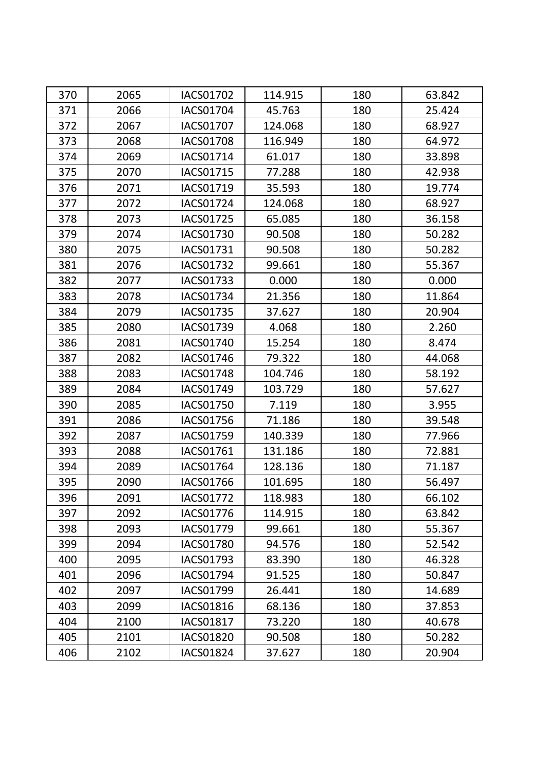| 370 | 2065 | IACS01702 | 114.915 | 180 | 63.842 |
|---|---|---|---|---|---|
| 371 | 2066 | IACS01704 | 45.763 | 180 | 25.424 |
| 372 | 2067 | IACS01707 | 124.068 | 180 | 68.927 |
| 373 | 2068 | IACS01708 | 116.949 | 180 | 64.972 |
| 374 | 2069 | IACS01714 | 61.017 | 180 | 33.898 |
| 375 | 2070 | IACS01715 | 77.288 | 180 | 42.938 |
| 376 | 2071 | IACS01719 | 35.593 | 180 | 19.774 |
| 377 | 2072 | IACS01724 | 124.068 | 180 | 68.927 |
| 378 | 2073 | IACS01725 | 65.085 | 180 | 36.158 |
| 379 | 2074 | IACS01730 | 90.508 | 180 | 50.282 |
| 380 | 2075 | IACS01731 | 90.508 | 180 | 50.282 |
| 381 | 2076 | IACS01732 | 99.661 | 180 | 55.367 |
| 382 | 2077 | IACS01733 | 0.000 | 180 | 0.000 |
| 383 | 2078 | IACS01734 | 21.356 | 180 | 11.864 |
| 384 | 2079 | IACS01735 | 37.627 | 180 | 20.904 |
| 385 | 2080 | IACS01739 | 4.068 | 180 | 2.260 |
| 386 | 2081 | IACS01740 | 15.254 | 180 | 8.474 |
| 387 | 2082 | IACS01746 | 79.322 | 180 | 44.068 |
| 388 | 2083 | IACS01748 | 104.746 | 180 | 58.192 |
| 389 | 2084 | IACS01749 | 103.729 | 180 | 57.627 |
| 390 | 2085 | IACS01750 | 7.119 | 180 | 3.955 |
| 391 | 2086 | IACS01756 | 71.186 | 180 | 39.548 |
| 392 | 2087 | IACS01759 | 140.339 | 180 | 77.966 |
| 393 | 2088 | IACS01761 | 131.186 | 180 | 72.881 |
| 394 | 2089 | IACS01764 | 128.136 | 180 | 71.187 |
| 395 | 2090 | IACS01766 | 101.695 | 180 | 56.497 |
| 396 | 2091 | IACS01772 | 118.983 | 180 | 66.102 |
| 397 | 2092 | IACS01776 | 114.915 | 180 | 63.842 |
| 398 | 2093 | IACS01779 | 99.661 | 180 | 55.367 |
| 399 | 2094 | IACS01780 | 94.576 | 180 | 52.542 |
| 400 | 2095 | IACS01793 | 83.390 | 180 | 46.328 |
| 401 | 2096 | IACS01794 | 91.525 | 180 | 50.847 |
| 402 | 2097 | IACS01799 | 26.441 | 180 | 14.689 |
| 403 | 2099 | IACS01816 | 68.136 | 180 | 37.853 |
| 404 | 2100 | IACS01817 | 73.220 | 180 | 40.678 |
| 405 | 2101 | IACS01820 | 90.508 | 180 | 50.282 |
| 406 | 2102 | IACS01824 | 37.627 | 180 | 20.904 |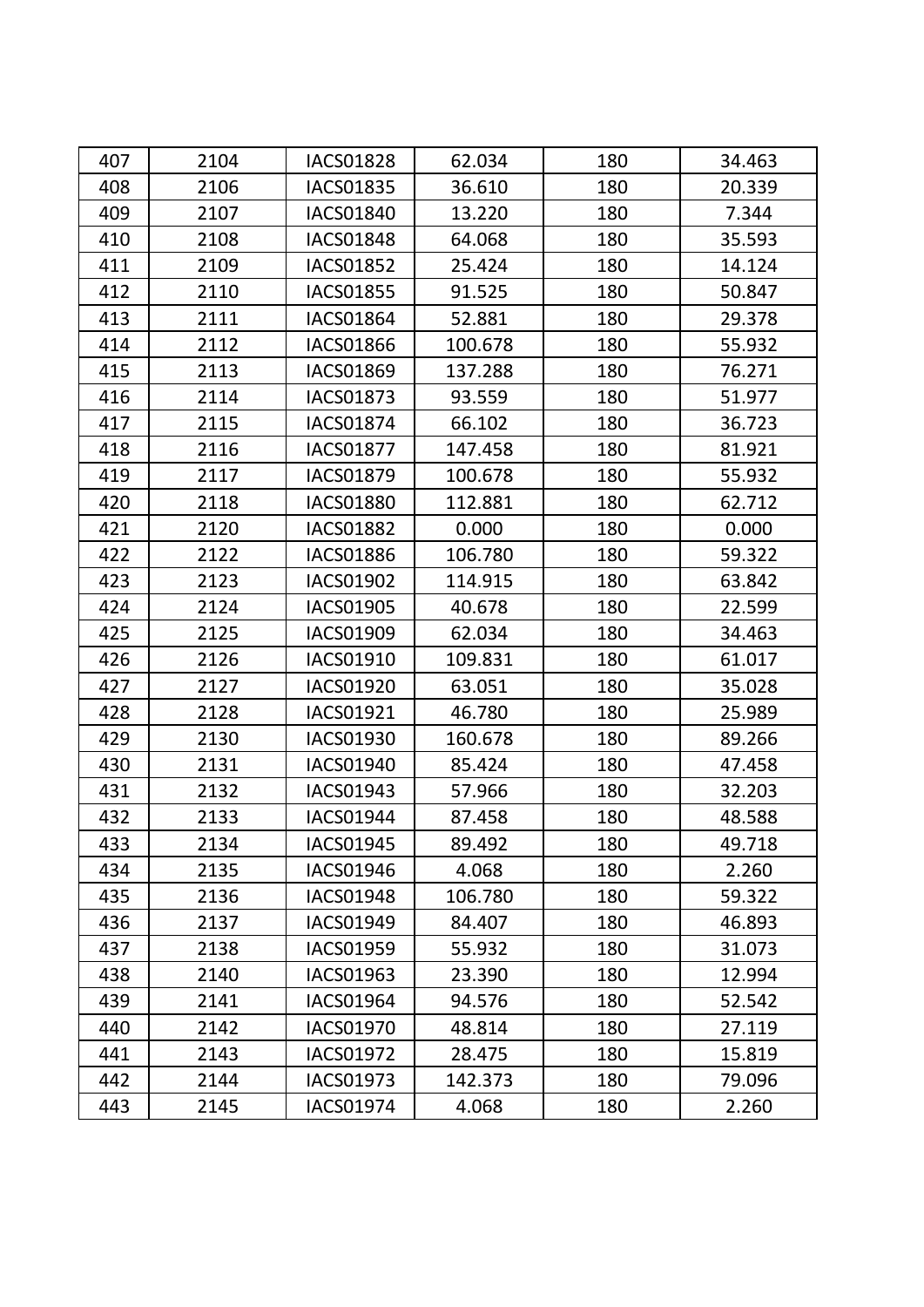| 407 | 2104 | IACS01828 | 62.034 | 180 | 34.463 |
|---|---|---|---|---|---|
| 408 | 2106 | IACS01835 | 36.610 | 180 | 20.339 |
| 409 | 2107 | IACS01840 | 13.220 | 180 | 7.344 |
| 410 | 2108 | IACS01848 | 64.068 | 180 | 35.593 |
| 411 | 2109 | IACS01852 | 25.424 | 180 | 14.124 |
| 412 | 2110 | IACS01855 | 91.525 | 180 | 50.847 |
| 413 | 2111 | IACS01864 | 52.881 | 180 | 29.378 |
| 414 | 2112 | IACS01866 | 100.678 | 180 | 55.932 |
| 415 | 2113 | IACS01869 | 137.288 | 180 | 76.271 |
| 416 | 2114 | IACS01873 | 93.559 | 180 | 51.977 |
| 417 | 2115 | IACS01874 | 66.102 | 180 | 36.723 |
| 418 | 2116 | IACS01877 | 147.458 | 180 | 81.921 |
| 419 | 2117 | IACS01879 | 100.678 | 180 | 55.932 |
| 420 | 2118 | IACS01880 | 112.881 | 180 | 62.712 |
| 421 | 2120 | IACS01882 | 0.000 | 180 | 0.000 |
| 422 | 2122 | IACS01886 | 106.780 | 180 | 59.322 |
| 423 | 2123 | IACS01902 | 114.915 | 180 | 63.842 |
| 424 | 2124 | IACS01905 | 40.678 | 180 | 22.599 |
| 425 | 2125 | IACS01909 | 62.034 | 180 | 34.463 |
| 426 | 2126 | IACS01910 | 109.831 | 180 | 61.017 |
| 427 | 2127 | IACS01920 | 63.051 | 180 | 35.028 |
| 428 | 2128 | IACS01921 | 46.780 | 180 | 25.989 |
| 429 | 2130 | IACS01930 | 160.678 | 180 | 89.266 |
| 430 | 2131 | IACS01940 | 85.424 | 180 | 47.458 |
| 431 | 2132 | IACS01943 | 57.966 | 180 | 32.203 |
| 432 | 2133 | IACS01944 | 87.458 | 180 | 48.588 |
| 433 | 2134 | IACS01945 | 89.492 | 180 | 49.718 |
| 434 | 2135 | IACS01946 | 4.068 | 180 | 2.260 |
| 435 | 2136 | IACS01948 | 106.780 | 180 | 59.322 |
| 436 | 2137 | IACS01949 | 84.407 | 180 | 46.893 |
| 437 | 2138 | IACS01959 | 55.932 | 180 | 31.073 |
| 438 | 2140 | IACS01963 | 23.390 | 180 | 12.994 |
| 439 | 2141 | IACS01964 | 94.576 | 180 | 52.542 |
| 440 | 2142 | IACS01970 | 48.814 | 180 | 27.119 |
| 441 | 2143 | IACS01972 | 28.475 | 180 | 15.819 |
| 442 | 2144 | IACS01973 | 142.373 | 180 | 79.096 |
| 443 | 2145 | IACS01974 | 4.068 | 180 | 2.260 |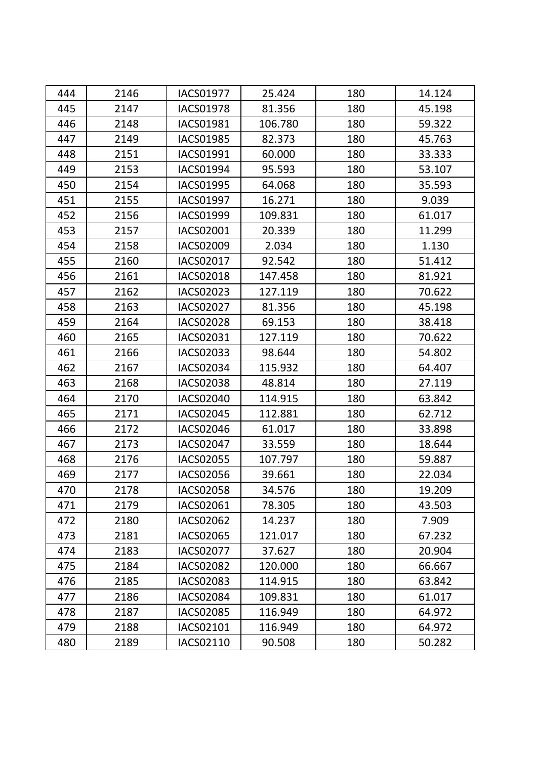| | | | | | |
|---|---|---|---|---|---|
| 444 | 2146 | IACS01977 | 25.424 | 180 | 14.124 |
| 445 | 2147 | IACS01978 | 81.356 | 180 | 45.198 |
| 446 | 2148 | IACS01981 | 106.780 | 180 | 59.322 |
| 447 | 2149 | IACS01985 | 82.373 | 180 | 45.763 |
| 448 | 2151 | IACS01991 | 60.000 | 180 | 33.333 |
| 449 | 2153 | IACS01994 | 95.593 | 180 | 53.107 |
| 450 | 2154 | IACS01995 | 64.068 | 180 | 35.593 |
| 451 | 2155 | IACS01997 | 16.271 | 180 | 9.039 |
| 452 | 2156 | IACS01999 | 109.831 | 180 | 61.017 |
| 453 | 2157 | IACS02001 | 20.339 | 180 | 11.299 |
| 454 | 2158 | IACS02009 | 2.034 | 180 | 1.130 |
| 455 | 2160 | IACS02017 | 92.542 | 180 | 51.412 |
| 456 | 2161 | IACS02018 | 147.458 | 180 | 81.921 |
| 457 | 2162 | IACS02023 | 127.119 | 180 | 70.622 |
| 458 | 2163 | IACS02027 | 81.356 | 180 | 45.198 |
| 459 | 2164 | IACS02028 | 69.153 | 180 | 38.418 |
| 460 | 2165 | IACS02031 | 127.119 | 180 | 70.622 |
| 461 | 2166 | IACS02033 | 98.644 | 180 | 54.802 |
| 462 | 2167 | IACS02034 | 115.932 | 180 | 64.407 |
| 463 | 2168 | IACS02038 | 48.814 | 180 | 27.119 |
| 464 | 2170 | IACS02040 | 114.915 | 180 | 63.842 |
| 465 | 2171 | IACS02045 | 112.881 | 180 | 62.712 |
| 466 | 2172 | IACS02046 | 61.017 | 180 | 33.898 |
| 467 | 2173 | IACS02047 | 33.559 | 180 | 18.644 |
| 468 | 2176 | IACS02055 | 107.797 | 180 | 59.887 |
| 469 | 2177 | IACS02056 | 39.661 | 180 | 22.034 |
| 470 | 2178 | IACS02058 | 34.576 | 180 | 19.209 |
| 471 | 2179 | IACS02061 | 78.305 | 180 | 43.503 |
| 472 | 2180 | IACS02062 | 14.237 | 180 | 7.909 |
| 473 | 2181 | IACS02065 | 121.017 | 180 | 67.232 |
| 474 | 2183 | IACS02077 | 37.627 | 180 | 20.904 |
| 475 | 2184 | IACS02082 | 120.000 | 180 | 66.667 |
| 476 | 2185 | IACS02083 | 114.915 | 180 | 63.842 |
| 477 | 2186 | IACS02084 | 109.831 | 180 | 61.017 |
| 478 | 2187 | IACS02085 | 116.949 | 180 | 64.972 |
| 479 | 2188 | IACS02101 | 116.949 | 180 | 64.972 |
| 480 | 2189 | IACS02110 | 90.508 | 180 | 50.282 |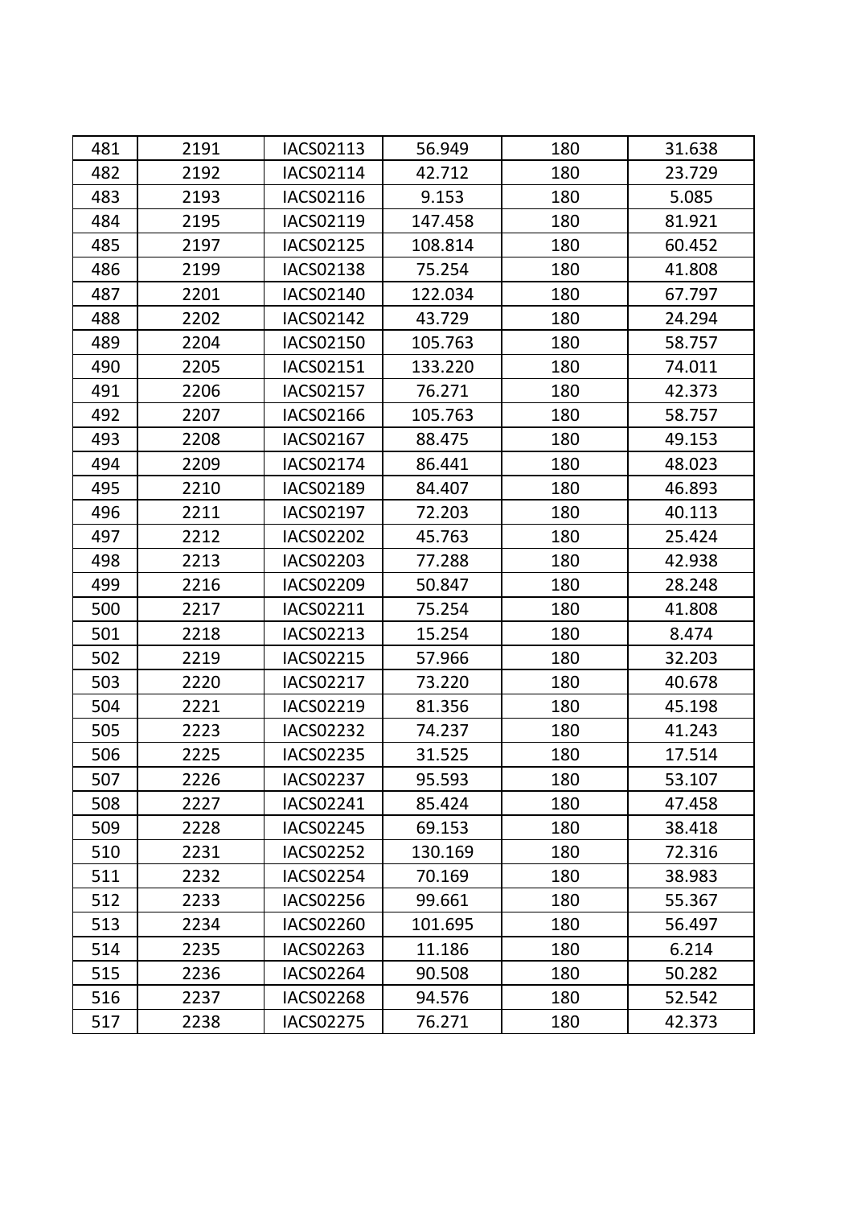| 481 | 2191 | IACS02113 | 56.949 | 180 | 31.638 |
|---|---|---|---|---|---|
| 482 | 2192 | IACS02114 | 42.712 | 180 | 23.729 |
| 483 | 2193 | IACS02116 | 9.153 | 180 | 5.085 |
| 484 | 2195 | IACS02119 | 147.458 | 180 | 81.921 |
| 485 | 2197 | IACS02125 | 108.814 | 180 | 60.452 |
| 486 | 2199 | IACS02138 | 75.254 | 180 | 41.808 |
| 487 | 2201 | IACS02140 | 122.034 | 180 | 67.797 |
| 488 | 2202 | IACS02142 | 43.729 | 180 | 24.294 |
| 489 | 2204 | IACS02150 | 105.763 | 180 | 58.757 |
| 490 | 2205 | IACS02151 | 133.220 | 180 | 74.011 |
| 491 | 2206 | IACS02157 | 76.271 | 180 | 42.373 |
| 492 | 2207 | IACS02166 | 105.763 | 180 | 58.757 |
| 493 | 2208 | IACS02167 | 88.475 | 180 | 49.153 |
| 494 | 2209 | IACS02174 | 86.441 | 180 | 48.023 |
| 495 | 2210 | IACS02189 | 84.407 | 180 | 46.893 |
| 496 | 2211 | IACS02197 | 72.203 | 180 | 40.113 |
| 497 | 2212 | IACS02202 | 45.763 | 180 | 25.424 |
| 498 | 2213 | IACS02203 | 77.288 | 180 | 42.938 |
| 499 | 2216 | IACS02209 | 50.847 | 180 | 28.248 |
| 500 | 2217 | IACS02211 | 75.254 | 180 | 41.808 |
| 501 | 2218 | IACS02213 | 15.254 | 180 | 8.474 |
| 502 | 2219 | IACS02215 | 57.966 | 180 | 32.203 |
| 503 | 2220 | IACS02217 | 73.220 | 180 | 40.678 |
| 504 | 2221 | IACS02219 | 81.356 | 180 | 45.198 |
| 505 | 2223 | IACS02232 | 74.237 | 180 | 41.243 |
| 506 | 2225 | IACS02235 | 31.525 | 180 | 17.514 |
| 507 | 2226 | IACS02237 | 95.593 | 180 | 53.107 |
| 508 | 2227 | IACS02241 | 85.424 | 180 | 47.458 |
| 509 | 2228 | IACS02245 | 69.153 | 180 | 38.418 |
| 510 | 2231 | IACS02252 | 130.169 | 180 | 72.316 |
| 511 | 2232 | IACS02254 | 70.169 | 180 | 38.983 |
| 512 | 2233 | IACS02256 | 99.661 | 180 | 55.367 |
| 513 | 2234 | IACS02260 | 101.695 | 180 | 56.497 |
| 514 | 2235 | IACS02263 | 11.186 | 180 | 6.214 |
| 515 | 2236 | IACS02264 | 90.508 | 180 | 50.282 |
| 516 | 2237 | IACS02268 | 94.576 | 180 | 52.542 |
| 517 | 2238 | IACS02275 | 76.271 | 180 | 42.373 |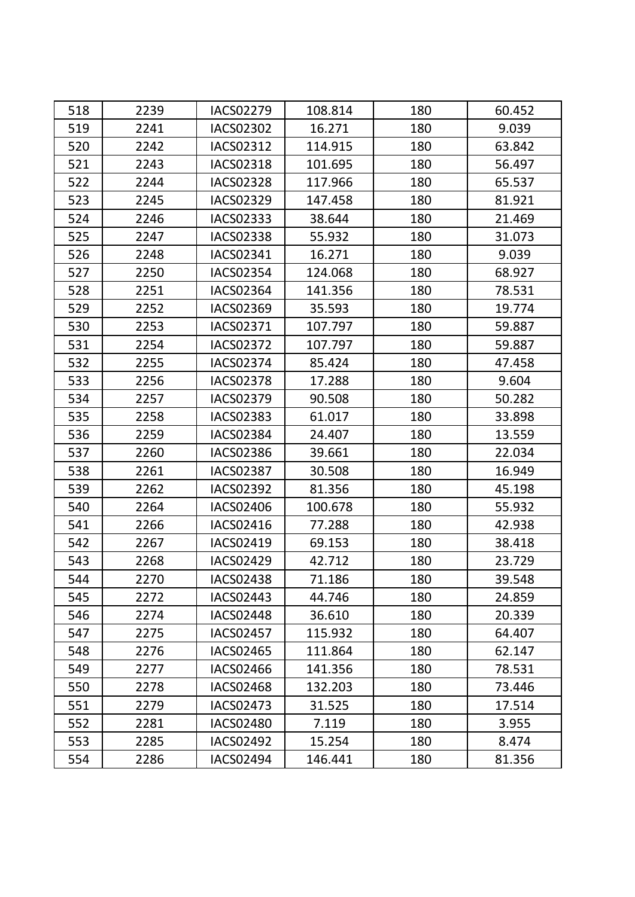| 518 | 2239 | IACS02279 | 108.814 | 180 | 60.452 |
|---|---|---|---|---|---|
| 519 | 2241 | IACS02302 | 16.271 | 180 | 9.039 |
| 520 | 2242 | IACS02312 | 114.915 | 180 | 63.842 |
| 521 | 2243 | IACS02318 | 101.695 | 180 | 56.497 |
| 522 | 2244 | IACS02328 | 117.966 | 180 | 65.537 |
| 523 | 2245 | IACS02329 | 147.458 | 180 | 81.921 |
| 524 | 2246 | IACS02333 | 38.644 | 180 | 21.469 |
| 525 | 2247 | IACS02338 | 55.932 | 180 | 31.073 |
| 526 | 2248 | IACS02341 | 16.271 | 180 | 9.039 |
| 527 | 2250 | IACS02354 | 124.068 | 180 | 68.927 |
| 528 | 2251 | IACS02364 | 141.356 | 180 | 78.531 |
| 529 | 2252 | IACS02369 | 35.593 | 180 | 19.774 |
| 530 | 2253 | IACS02371 | 107.797 | 180 | 59.887 |
| 531 | 2254 | IACS02372 | 107.797 | 180 | 59.887 |
| 532 | 2255 | IACS02374 | 85.424 | 180 | 47.458 |
| 533 | 2256 | IACS02378 | 17.288 | 180 | 9.604 |
| 534 | 2257 | IACS02379 | 90.508 | 180 | 50.282 |
| 535 | 2258 | IACS02383 | 61.017 | 180 | 33.898 |
| 536 | 2259 | IACS02384 | 24.407 | 180 | 13.559 |
| 537 | 2260 | IACS02386 | 39.661 | 180 | 22.034 |
| 538 | 2261 | IACS02387 | 30.508 | 180 | 16.949 |
| 539 | 2262 | IACS02392 | 81.356 | 180 | 45.198 |
| 540 | 2264 | IACS02406 | 100.678 | 180 | 55.932 |
| 541 | 2266 | IACS02416 | 77.288 | 180 | 42.938 |
| 542 | 2267 | IACS02419 | 69.153 | 180 | 38.418 |
| 543 | 2268 | IACS02429 | 42.712 | 180 | 23.729 |
| 544 | 2270 | IACS02438 | 71.186 | 180 | 39.548 |
| 545 | 2272 | IACS02443 | 44.746 | 180 | 24.859 |
| 546 | 2274 | IACS02448 | 36.610 | 180 | 20.339 |
| 547 | 2275 | IACS02457 | 115.932 | 180 | 64.407 |
| 548 | 2276 | IACS02465 | 111.864 | 180 | 62.147 |
| 549 | 2277 | IACS02466 | 141.356 | 180 | 78.531 |
| 550 | 2278 | IACS02468 | 132.203 | 180 | 73.446 |
| 551 | 2279 | IACS02473 | 31.525 | 180 | 17.514 |
| 552 | 2281 | IACS02480 | 7.119 | 180 | 3.955 |
| 553 | 2285 | IACS02492 | 15.254 | 180 | 8.474 |
| 554 | 2286 | IACS02494 | 146.441 | 180 | 81.356 |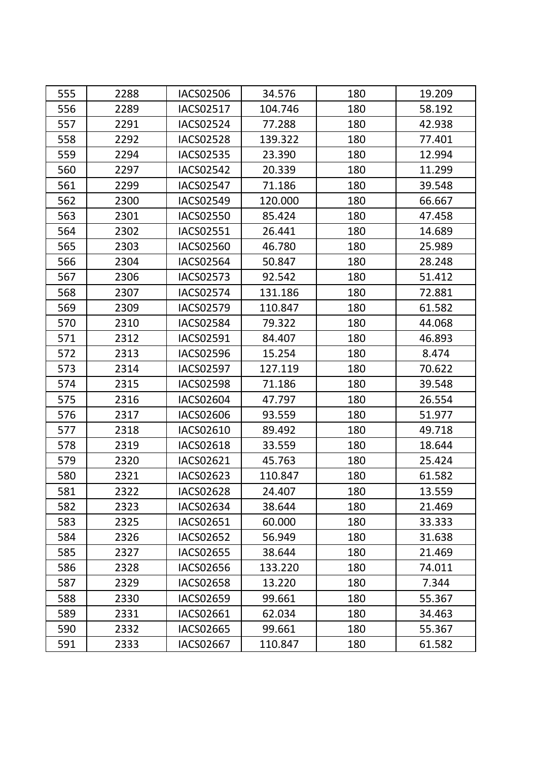| 555 | 2288 | IACS02506 | 34.576 | 180 | 19.209 |
|---|---|---|---|---|---|
| 556 | 2289 | IACS02517 | 104.746 | 180 | 58.192 |
| 557 | 2291 | IACS02524 | 77.288 | 180 | 42.938 |
| 558 | 2292 | IACS02528 | 139.322 | 180 | 77.401 |
| 559 | 2294 | IACS02535 | 23.390 | 180 | 12.994 |
| 560 | 2297 | IACS02542 | 20.339 | 180 | 11.299 |
| 561 | 2299 | IACS02547 | 71.186 | 180 | 39.548 |
| 562 | 2300 | IACS02549 | 120.000 | 180 | 66.667 |
| 563 | 2301 | IACS02550 | 85.424 | 180 | 47.458 |
| 564 | 2302 | IACS02551 | 26.441 | 180 | 14.689 |
| 565 | 2303 | IACS02560 | 46.780 | 180 | 25.989 |
| 566 | 2304 | IACS02564 | 50.847 | 180 | 28.248 |
| 567 | 2306 | IACS02573 | 92.542 | 180 | 51.412 |
| 568 | 2307 | IACS02574 | 131.186 | 180 | 72.881 |
| 569 | 2309 | IACS02579 | 110.847 | 180 | 61.582 |
| 570 | 2310 | IACS02584 | 79.322 | 180 | 44.068 |
| 571 | 2312 | IACS02591 | 84.407 | 180 | 46.893 |
| 572 | 2313 | IACS02596 | 15.254 | 180 | 8.474 |
| 573 | 2314 | IACS02597 | 127.119 | 180 | 70.622 |
| 574 | 2315 | IACS02598 | 71.186 | 180 | 39.548 |
| 575 | 2316 | IACS02604 | 47.797 | 180 | 26.554 |
| 576 | 2317 | IACS02606 | 93.559 | 180 | 51.977 |
| 577 | 2318 | IACS02610 | 89.492 | 180 | 49.718 |
| 578 | 2319 | IACS02618 | 33.559 | 180 | 18.644 |
| 579 | 2320 | IACS02621 | 45.763 | 180 | 25.424 |
| 580 | 2321 | IACS02623 | 110.847 | 180 | 61.582 |
| 581 | 2322 | IACS02628 | 24.407 | 180 | 13.559 |
| 582 | 2323 | IACS02634 | 38.644 | 180 | 21.469 |
| 583 | 2325 | IACS02651 | 60.000 | 180 | 33.333 |
| 584 | 2326 | IACS02652 | 56.949 | 180 | 31.638 |
| 585 | 2327 | IACS02655 | 38.644 | 180 | 21.469 |
| 586 | 2328 | IACS02656 | 133.220 | 180 | 74.011 |
| 587 | 2329 | IACS02658 | 13.220 | 180 | 7.344 |
| 588 | 2330 | IACS02659 | 99.661 | 180 | 55.367 |
| 589 | 2331 | IACS02661 | 62.034 | 180 | 34.463 |
| 590 | 2332 | IACS02665 | 99.661 | 180 | 55.367 |
| 591 | 2333 | IACS02667 | 110.847 | 180 | 61.582 |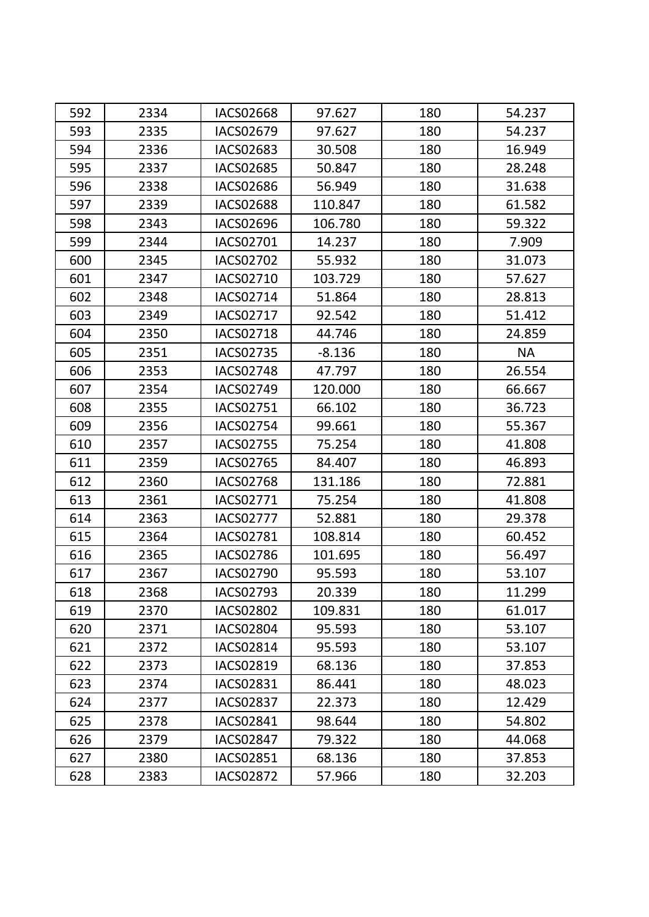| | | | | | |
|---|---|---|---|---|---|
| 592 | 2334 | IACS02668 | 97.627 | 180 | 54.237 |
| 593 | 2335 | IACS02679 | 97.627 | 180 | 54.237 |
| 594 | 2336 | IACS02683 | 30.508 | 180 | 16.949 |
| 595 | 2337 | IACS02685 | 50.847 | 180 | 28.248 |
| 596 | 2338 | IACS02686 | 56.949 | 180 | 31.638 |
| 597 | 2339 | IACS02688 | 110.847 | 180 | 61.582 |
| 598 | 2343 | IACS02696 | 106.780 | 180 | 59.322 |
| 599 | 2344 | IACS02701 | 14.237 | 180 | 7.909 |
| 600 | 2345 | IACS02702 | 55.932 | 180 | 31.073 |
| 601 | 2347 | IACS02710 | 103.729 | 180 | 57.627 |
| 602 | 2348 | IACS02714 | 51.864 | 180 | 28.813 |
| 603 | 2349 | IACS02717 | 92.542 | 180 | 51.412 |
| 604 | 2350 | IACS02718 | 44.746 | 180 | 24.859 |
| 605 | 2351 | IACS02735 | -8.136 | 180 | NA |
| 606 | 2353 | IACS02748 | 47.797 | 180 | 26.554 |
| 607 | 2354 | IACS02749 | 120.000 | 180 | 66.667 |
| 608 | 2355 | IACS02751 | 66.102 | 180 | 36.723 |
| 609 | 2356 | IACS02754 | 99.661 | 180 | 55.367 |
| 610 | 2357 | IACS02755 | 75.254 | 180 | 41.808 |
| 611 | 2359 | IACS02765 | 84.407 | 180 | 46.893 |
| 612 | 2360 | IACS02768 | 131.186 | 180 | 72.881 |
| 613 | 2361 | IACS02771 | 75.254 | 180 | 41.808 |
| 614 | 2363 | IACS02777 | 52.881 | 180 | 29.378 |
| 615 | 2364 | IACS02781 | 108.814 | 180 | 60.452 |
| 616 | 2365 | IACS02786 | 101.695 | 180 | 56.497 |
| 617 | 2367 | IACS02790 | 95.593 | 180 | 53.107 |
| 618 | 2368 | IACS02793 | 20.339 | 180 | 11.299 |
| 619 | 2370 | IACS02802 | 109.831 | 180 | 61.017 |
| 620 | 2371 | IACS02804 | 95.593 | 180 | 53.107 |
| 621 | 2372 | IACS02814 | 95.593 | 180 | 53.107 |
| 622 | 2373 | IACS02819 | 68.136 | 180 | 37.853 |
| 623 | 2374 | IACS02831 | 86.441 | 180 | 48.023 |
| 624 | 2377 | IACS02837 | 22.373 | 180 | 12.429 |
| 625 | 2378 | IACS02841 | 98.644 | 180 | 54.802 |
| 626 | 2379 | IACS02847 | 79.322 | 180 | 44.068 |
| 627 | 2380 | IACS02851 | 68.136 | 180 | 37.853 |
| 628 | 2383 | IACS02872 | 57.966 | 180 | 32.203 |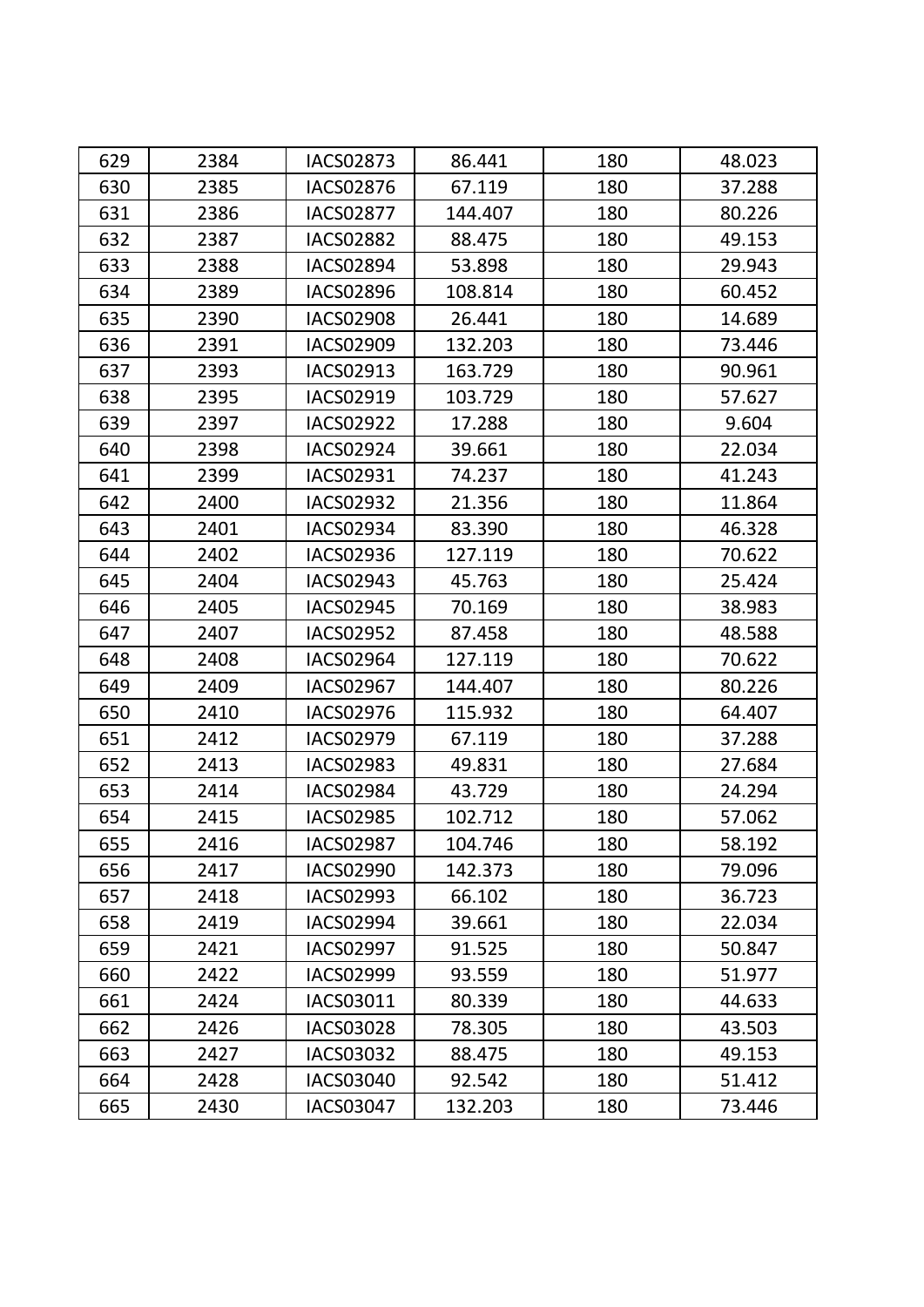| 629 | 2384 | IACS02873 | 86.441 | 180 | 48.023 |
|---|---|---|---|---|---|
| 630 | 2385 | IACS02876 | 67.119 | 180 | 37.288 |
| 631 | 2386 | IACS02877 | 144.407 | 180 | 80.226 |
| 632 | 2387 | IACS02882 | 88.475 | 180 | 49.153 |
| 633 | 2388 | IACS02894 | 53.898 | 180 | 29.943 |
| 634 | 2389 | IACS02896 | 108.814 | 180 | 60.452 |
| 635 | 2390 | IACS02908 | 26.441 | 180 | 14.689 |
| 636 | 2391 | IACS02909 | 132.203 | 180 | 73.446 |
| 637 | 2393 | IACS02913 | 163.729 | 180 | 90.961 |
| 638 | 2395 | IACS02919 | 103.729 | 180 | 57.627 |
| 639 | 2397 | IACS02922 | 17.288 | 180 | 9.604 |
| 640 | 2398 | IACS02924 | 39.661 | 180 | 22.034 |
| 641 | 2399 | IACS02931 | 74.237 | 180 | 41.243 |
| 642 | 2400 | IACS02932 | 21.356 | 180 | 11.864 |
| 643 | 2401 | IACS02934 | 83.390 | 180 | 46.328 |
| 644 | 2402 | IACS02936 | 127.119 | 180 | 70.622 |
| 645 | 2404 | IACS02943 | 45.763 | 180 | 25.424 |
| 646 | 2405 | IACS02945 | 70.169 | 180 | 38.983 |
| 647 | 2407 | IACS02952 | 87.458 | 180 | 48.588 |
| 648 | 2408 | IACS02964 | 127.119 | 180 | 70.622 |
| 649 | 2409 | IACS02967 | 144.407 | 180 | 80.226 |
| 650 | 2410 | IACS02976 | 115.932 | 180 | 64.407 |
| 651 | 2412 | IACS02979 | 67.119 | 180 | 37.288 |
| 652 | 2413 | IACS02983 | 49.831 | 180 | 27.684 |
| 653 | 2414 | IACS02984 | 43.729 | 180 | 24.294 |
| 654 | 2415 | IACS02985 | 102.712 | 180 | 57.062 |
| 655 | 2416 | IACS02987 | 104.746 | 180 | 58.192 |
| 656 | 2417 | IACS02990 | 142.373 | 180 | 79.096 |
| 657 | 2418 | IACS02993 | 66.102 | 180 | 36.723 |
| 658 | 2419 | IACS02994 | 39.661 | 180 | 22.034 |
| 659 | 2421 | IACS02997 | 91.525 | 180 | 50.847 |
| 660 | 2422 | IACS02999 | 93.559 | 180 | 51.977 |
| 661 | 2424 | IACS03011 | 80.339 | 180 | 44.633 |
| 662 | 2426 | IACS03028 | 78.305 | 180 | 43.503 |
| 663 | 2427 | IACS03032 | 88.475 | 180 | 49.153 |
| 664 | 2428 | IACS03040 | 92.542 | 180 | 51.412 |
| 665 | 2430 | IACS03047 | 132.203 | 180 | 73.446 |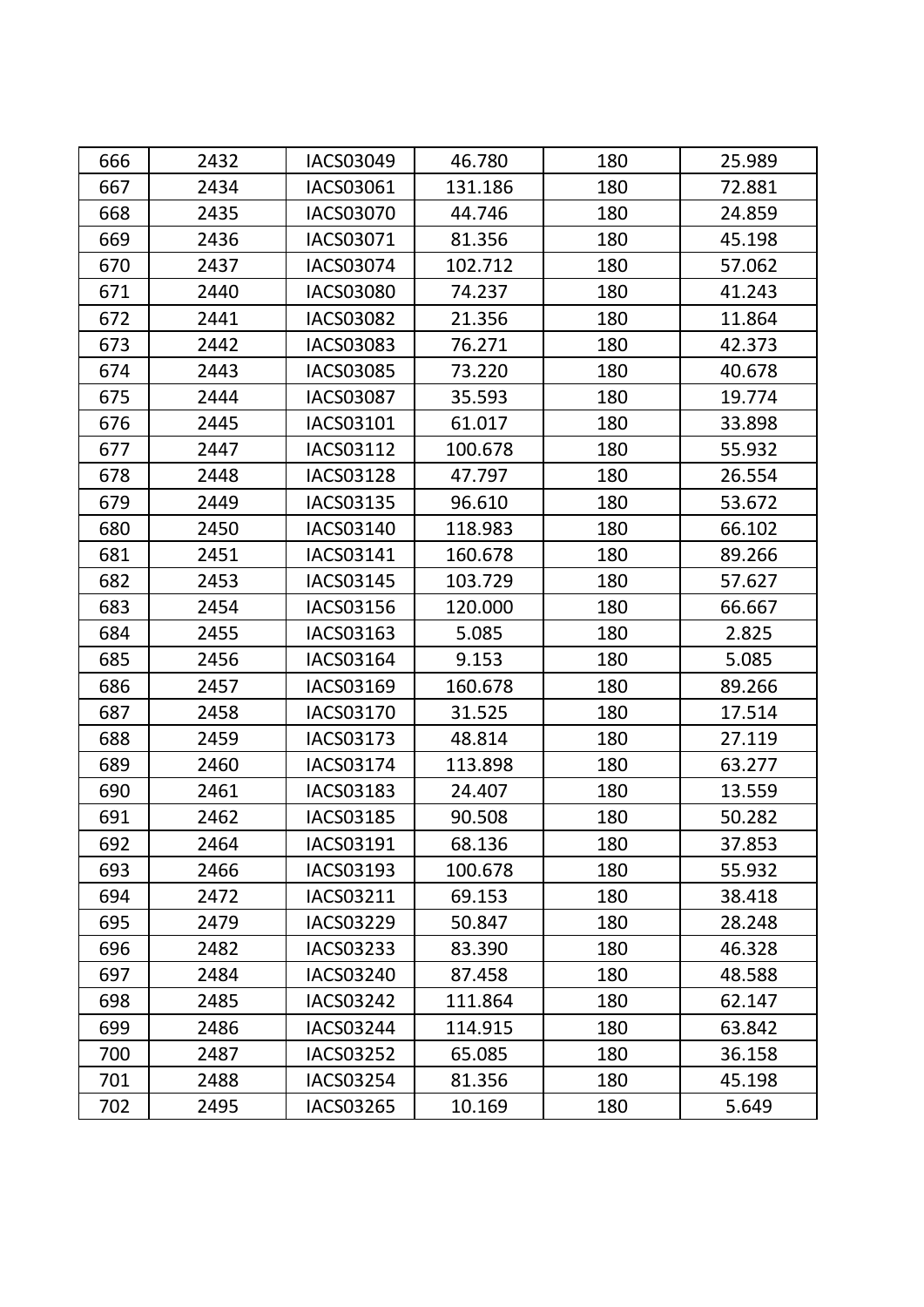| 666 | 2432 | IACS03049 | 46.780 | 180 | 25.989 |
|---|---|---|---|---|---|
| 667 | 2434 | IACS03061 | 131.186 | 180 | 72.881 |
| 668 | 2435 | IACS03070 | 44.746 | 180 | 24.859 |
| 669 | 2436 | IACS03071 | 81.356 | 180 | 45.198 |
| 670 | 2437 | IACS03074 | 102.712 | 180 | 57.062 |
| 671 | 2440 | IACS03080 | 74.237 | 180 | 41.243 |
| 672 | 2441 | IACS03082 | 21.356 | 180 | 11.864 |
| 673 | 2442 | IACS03083 | 76.271 | 180 | 42.373 |
| 674 | 2443 | IACS03085 | 73.220 | 180 | 40.678 |
| 675 | 2444 | IACS03087 | 35.593 | 180 | 19.774 |
| 676 | 2445 | IACS03101 | 61.017 | 180 | 33.898 |
| 677 | 2447 | IACS03112 | 100.678 | 180 | 55.932 |
| 678 | 2448 | IACS03128 | 47.797 | 180 | 26.554 |
| 679 | 2449 | IACS03135 | 96.610 | 180 | 53.672 |
| 680 | 2450 | IACS03140 | 118.983 | 180 | 66.102 |
| 681 | 2451 | IACS03141 | 160.678 | 180 | 89.266 |
| 682 | 2453 | IACS03145 | 103.729 | 180 | 57.627 |
| 683 | 2454 | IACS03156 | 120.000 | 180 | 66.667 |
| 684 | 2455 | IACS03163 | 5.085 | 180 | 2.825 |
| 685 | 2456 | IACS03164 | 9.153 | 180 | 5.085 |
| 686 | 2457 | IACS03169 | 160.678 | 180 | 89.266 |
| 687 | 2458 | IACS03170 | 31.525 | 180 | 17.514 |
| 688 | 2459 | IACS03173 | 48.814 | 180 | 27.119 |
| 689 | 2460 | IACS03174 | 113.898 | 180 | 63.277 |
| 690 | 2461 | IACS03183 | 24.407 | 180 | 13.559 |
| 691 | 2462 | IACS03185 | 90.508 | 180 | 50.282 |
| 692 | 2464 | IACS03191 | 68.136 | 180 | 37.853 |
| 693 | 2466 | IACS03193 | 100.678 | 180 | 55.932 |
| 694 | 2472 | IACS03211 | 69.153 | 180 | 38.418 |
| 695 | 2479 | IACS03229 | 50.847 | 180 | 28.248 |
| 696 | 2482 | IACS03233 | 83.390 | 180 | 46.328 |
| 697 | 2484 | IACS03240 | 87.458 | 180 | 48.588 |
| 698 | 2485 | IACS03242 | 111.864 | 180 | 62.147 |
| 699 | 2486 | IACS03244 | 114.915 | 180 | 63.842 |
| 700 | 2487 | IACS03252 | 65.085 | 180 | 36.158 |
| 701 | 2488 | IACS03254 | 81.356 | 180 | 45.198 |
| 702 | 2495 | IACS03265 | 10.169 | 180 | 5.649 |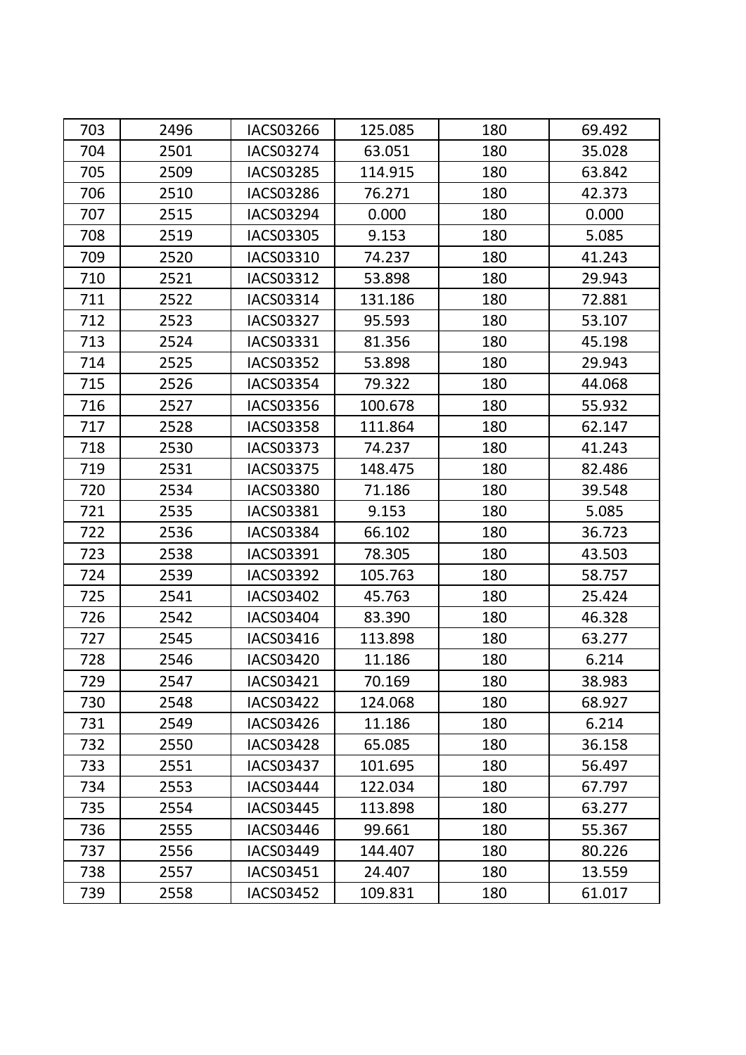| 703 | 2496 | IACS03266 | 125.085 | 180 | 69.492 |
|---|---|---|---|---|---|
| 704 | 2501 | IACS03274 | 63.051 | 180 | 35.028 |
| 705 | 2509 | IACS03285 | 114.915 | 180 | 63.842 |
| 706 | 2510 | IACS03286 | 76.271 | 180 | 42.373 |
| 707 | 2515 | IACS03294 | 0.000 | 180 | 0.000 |
| 708 | 2519 | IACS03305 | 9.153 | 180 | 5.085 |
| 709 | 2520 | IACS03310 | 74.237 | 180 | 41.243 |
| 710 | 2521 | IACS03312 | 53.898 | 180 | 29.943 |
| 711 | 2522 | IACS03314 | 131.186 | 180 | 72.881 |
| 712 | 2523 | IACS03327 | 95.593 | 180 | 53.107 |
| 713 | 2524 | IACS03331 | 81.356 | 180 | 45.198 |
| 714 | 2525 | IACS03352 | 53.898 | 180 | 29.943 |
| 715 | 2526 | IACS03354 | 79.322 | 180 | 44.068 |
| 716 | 2527 | IACS03356 | 100.678 | 180 | 55.932 |
| 717 | 2528 | IACS03358 | 111.864 | 180 | 62.147 |
| 718 | 2530 | IACS03373 | 74.237 | 180 | 41.243 |
| 719 | 2531 | IACS03375 | 148.475 | 180 | 82.486 |
| 720 | 2534 | IACS03380 | 71.186 | 180 | 39.548 |
| 721 | 2535 | IACS03381 | 9.153 | 180 | 5.085 |
| 722 | 2536 | IACS03384 | 66.102 | 180 | 36.723 |
| 723 | 2538 | IACS03391 | 78.305 | 180 | 43.503 |
| 724 | 2539 | IACS03392 | 105.763 | 180 | 58.757 |
| 725 | 2541 | IACS03402 | 45.763 | 180 | 25.424 |
| 726 | 2542 | IACS03404 | 83.390 | 180 | 46.328 |
| 727 | 2545 | IACS03416 | 113.898 | 180 | 63.277 |
| 728 | 2546 | IACS03420 | 11.186 | 180 | 6.214 |
| 729 | 2547 | IACS03421 | 70.169 | 180 | 38.983 |
| 730 | 2548 | IACS03422 | 124.068 | 180 | 68.927 |
| 731 | 2549 | IACS03426 | 11.186 | 180 | 6.214 |
| 732 | 2550 | IACS03428 | 65.085 | 180 | 36.158 |
| 733 | 2551 | IACS03437 | 101.695 | 180 | 56.497 |
| 734 | 2553 | IACS03444 | 122.034 | 180 | 67.797 |
| 735 | 2554 | IACS03445 | 113.898 | 180 | 63.277 |
| 736 | 2555 | IACS03446 | 99.661 | 180 | 55.367 |
| 737 | 2556 | IACS03449 | 144.407 | 180 | 80.226 |
| 738 | 2557 | IACS03451 | 24.407 | 180 | 13.559 |
| 739 | 2558 | IACS03452 | 109.831 | 180 | 61.017 |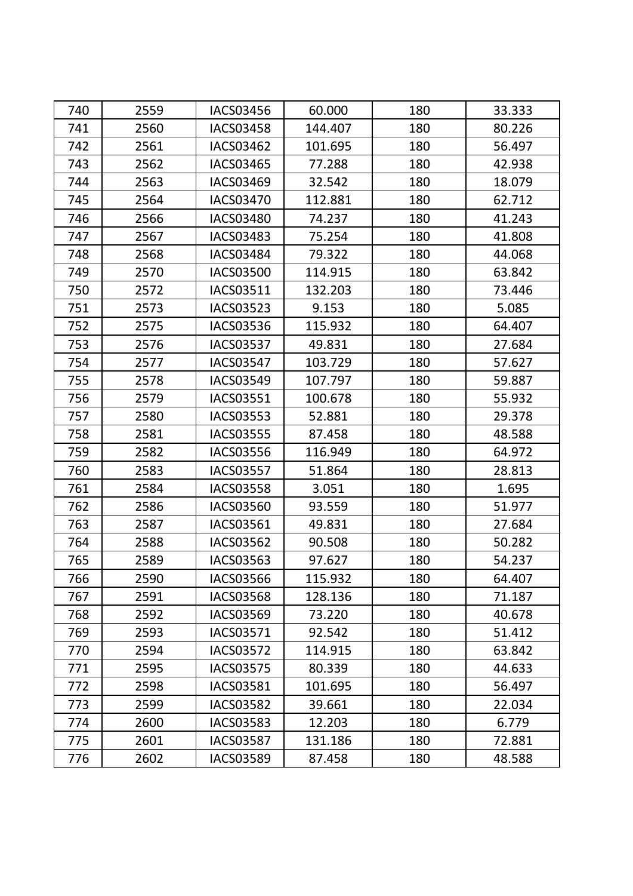| 740 | 2559 | IACS03456 | 60.000 | 180 | 33.333 |
|---|---|---|---|---|---|
| 741 | 2560 | IACS03458 | 144.407 | 180 | 80.226 |
| 742 | 2561 | IACS03462 | 101.695 | 180 | 56.497 |
| 743 | 2562 | IACS03465 | 77.288 | 180 | 42.938 |
| 744 | 2563 | IACS03469 | 32.542 | 180 | 18.079 |
| 745 | 2564 | IACS03470 | 112.881 | 180 | 62.712 |
| 746 | 2566 | IACS03480 | 74.237 | 180 | 41.243 |
| 747 | 2567 | IACS03483 | 75.254 | 180 | 41.808 |
| 748 | 2568 | IACS03484 | 79.322 | 180 | 44.068 |
| 749 | 2570 | IACS03500 | 114.915 | 180 | 63.842 |
| 750 | 2572 | IACS03511 | 132.203 | 180 | 73.446 |
| 751 | 2573 | IACS03523 | 9.153 | 180 | 5.085 |
| 752 | 2575 | IACS03536 | 115.932 | 180 | 64.407 |
| 753 | 2576 | IACS03537 | 49.831 | 180 | 27.684 |
| 754 | 2577 | IACS03547 | 103.729 | 180 | 57.627 |
| 755 | 2578 | IACS03549 | 107.797 | 180 | 59.887 |
| 756 | 2579 | IACS03551 | 100.678 | 180 | 55.932 |
| 757 | 2580 | IACS03553 | 52.881 | 180 | 29.378 |
| 758 | 2581 | IACS03555 | 87.458 | 180 | 48.588 |
| 759 | 2582 | IACS03556 | 116.949 | 180 | 64.972 |
| 760 | 2583 | IACS03557 | 51.864 | 180 | 28.813 |
| 761 | 2584 | IACS03558 | 3.051 | 180 | 1.695 |
| 762 | 2586 | IACS03560 | 93.559 | 180 | 51.977 |
| 763 | 2587 | IACS03561 | 49.831 | 180 | 27.684 |
| 764 | 2588 | IACS03562 | 90.508 | 180 | 50.282 |
| 765 | 2589 | IACS03563 | 97.627 | 180 | 54.237 |
| 766 | 2590 | IACS03566 | 115.932 | 180 | 64.407 |
| 767 | 2591 | IACS03568 | 128.136 | 180 | 71.187 |
| 768 | 2592 | IACS03569 | 73.220 | 180 | 40.678 |
| 769 | 2593 | IACS03571 | 92.542 | 180 | 51.412 |
| 770 | 2594 | IACS03572 | 114.915 | 180 | 63.842 |
| 771 | 2595 | IACS03575 | 80.339 | 180 | 44.633 |
| 772 | 2598 | IACS03581 | 101.695 | 180 | 56.497 |
| 773 | 2599 | IACS03582 | 39.661 | 180 | 22.034 |
| 774 | 2600 | IACS03583 | 12.203 | 180 | 6.779 |
| 775 | 2601 | IACS03587 | 131.186 | 180 | 72.881 |
| 776 | 2602 | IACS03589 | 87.458 | 180 | 48.588 |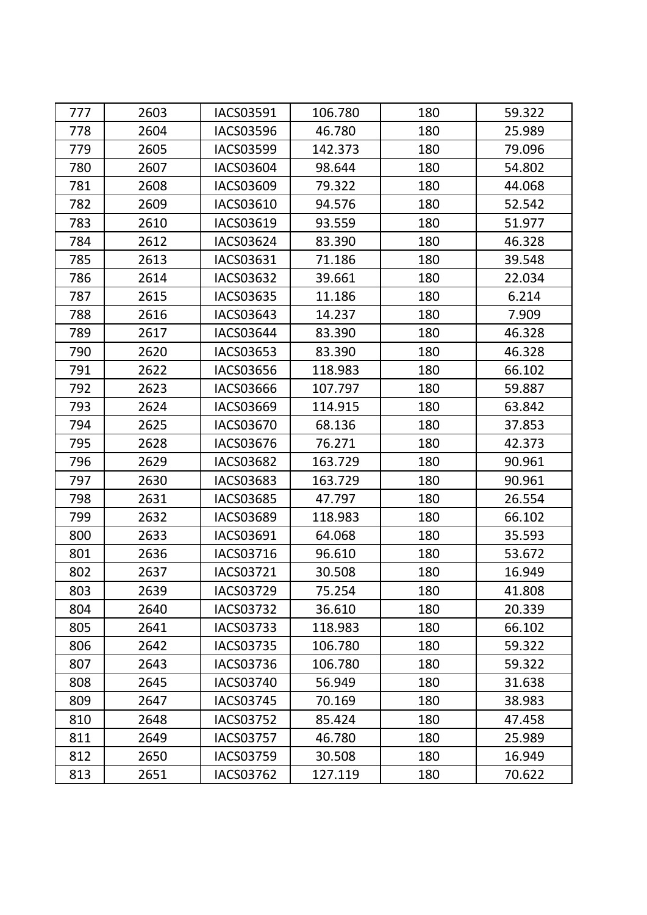| 777 | 2603 | IACS03591 | 106.780 | 180 | 59.322 |
|---|---|---|---|---|---|
| 778 | 2604 | IACS03596 | 46.780 | 180 | 25.989 |
| 779 | 2605 | IACS03599 | 142.373 | 180 | 79.096 |
| 780 | 2607 | IACS03604 | 98.644 | 180 | 54.802 |
| 781 | 2608 | IACS03609 | 79.322 | 180 | 44.068 |
| 782 | 2609 | IACS03610 | 94.576 | 180 | 52.542 |
| 783 | 2610 | IACS03619 | 93.559 | 180 | 51.977 |
| 784 | 2612 | IACS03624 | 83.390 | 180 | 46.328 |
| 785 | 2613 | IACS03631 | 71.186 | 180 | 39.548 |
| 786 | 2614 | IACS03632 | 39.661 | 180 | 22.034 |
| 787 | 2615 | IACS03635 | 11.186 | 180 | 6.214 |
| 788 | 2616 | IACS03643 | 14.237 | 180 | 7.909 |
| 789 | 2617 | IACS03644 | 83.390 | 180 | 46.328 |
| 790 | 2620 | IACS03653 | 83.390 | 180 | 46.328 |
| 791 | 2622 | IACS03656 | 118.983 | 180 | 66.102 |
| 792 | 2623 | IACS03666 | 107.797 | 180 | 59.887 |
| 793 | 2624 | IACS03669 | 114.915 | 180 | 63.842 |
| 794 | 2625 | IACS03670 | 68.136 | 180 | 37.853 |
| 795 | 2628 | IACS03676 | 76.271 | 180 | 42.373 |
| 796 | 2629 | IACS03682 | 163.729 | 180 | 90.961 |
| 797 | 2630 | IACS03683 | 163.729 | 180 | 90.961 |
| 798 | 2631 | IACS03685 | 47.797 | 180 | 26.554 |
| 799 | 2632 | IACS03689 | 118.983 | 180 | 66.102 |
| 800 | 2633 | IACS03691 | 64.068 | 180 | 35.593 |
| 801 | 2636 | IACS03716 | 96.610 | 180 | 53.672 |
| 802 | 2637 | IACS03721 | 30.508 | 180 | 16.949 |
| 803 | 2639 | IACS03729 | 75.254 | 180 | 41.808 |
| 804 | 2640 | IACS03732 | 36.610 | 180 | 20.339 |
| 805 | 2641 | IACS03733 | 118.983 | 180 | 66.102 |
| 806 | 2642 | IACS03735 | 106.780 | 180 | 59.322 |
| 807 | 2643 | IACS03736 | 106.780 | 180 | 59.322 |
| 808 | 2645 | IACS03740 | 56.949 | 180 | 31.638 |
| 809 | 2647 | IACS03745 | 70.169 | 180 | 38.983 |
| 810 | 2648 | IACS03752 | 85.424 | 180 | 47.458 |
| 811 | 2649 | IACS03757 | 46.780 | 180 | 25.989 |
| 812 | 2650 | IACS03759 | 30.508 | 180 | 16.949 |
| 813 | 2651 | IACS03762 | 127.119 | 180 | 70.622 |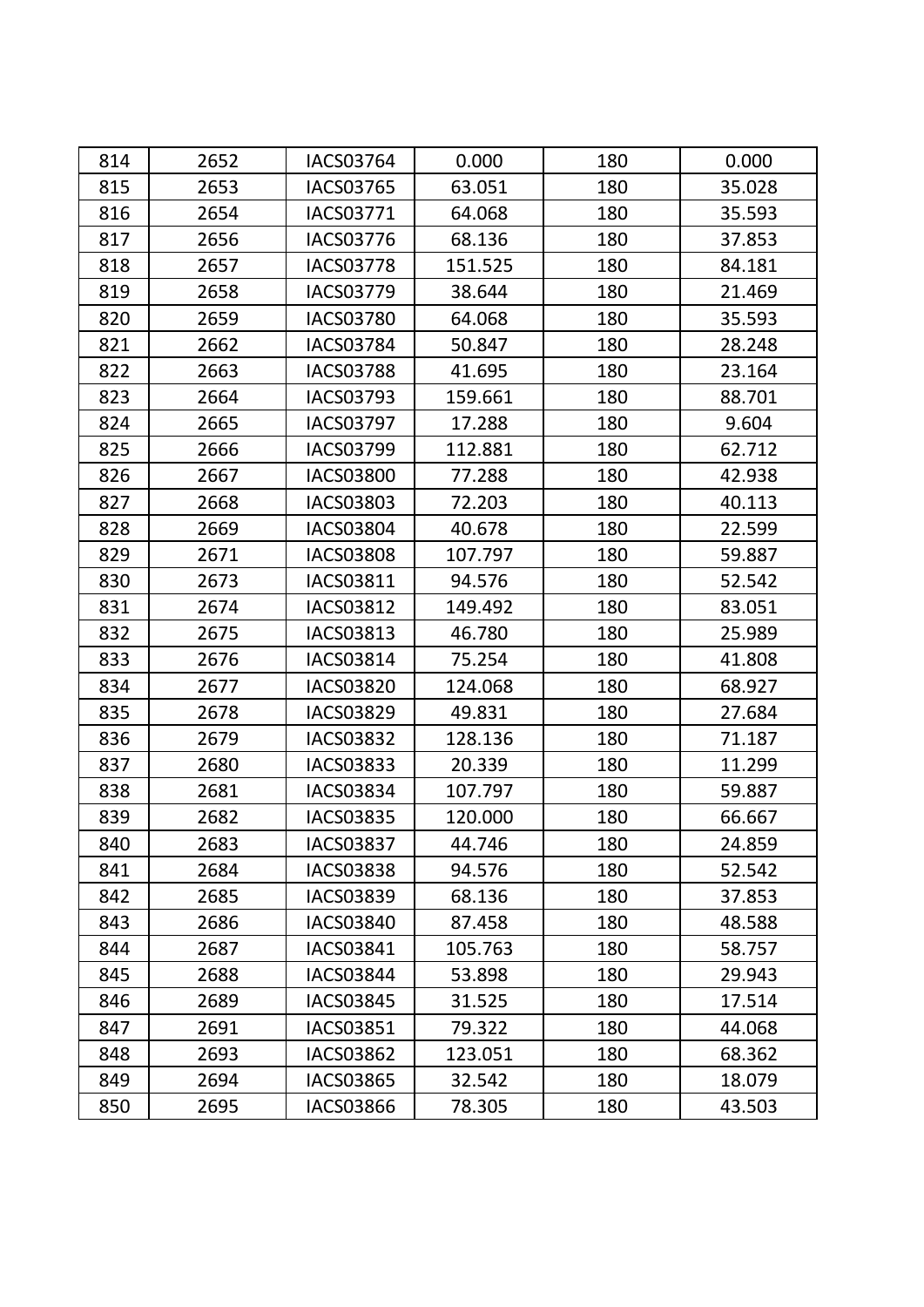| 814 | 2652 | IACS03764 | 0.000 | 180 | 0.000 |
|---|---|---|---|---|---|
| 815 | 2653 | IACS03765 | 63.051 | 180 | 35.028 |
| 816 | 2654 | IACS03771 | 64.068 | 180 | 35.593 |
| 817 | 2656 | IACS03776 | 68.136 | 180 | 37.853 |
| 818 | 2657 | IACS03778 | 151.525 | 180 | 84.181 |
| 819 | 2658 | IACS03779 | 38.644 | 180 | 21.469 |
| 820 | 2659 | IACS03780 | 64.068 | 180 | 35.593 |
| 821 | 2662 | IACS03784 | 50.847 | 180 | 28.248 |
| 822 | 2663 | IACS03788 | 41.695 | 180 | 23.164 |
| 823 | 2664 | IACS03793 | 159.661 | 180 | 88.701 |
| 824 | 2665 | IACS03797 | 17.288 | 180 | 9.604 |
| 825 | 2666 | IACS03799 | 112.881 | 180 | 62.712 |
| 826 | 2667 | IACS03800 | 77.288 | 180 | 42.938 |
| 827 | 2668 | IACS03803 | 72.203 | 180 | 40.113 |
| 828 | 2669 | IACS03804 | 40.678 | 180 | 22.599 |
| 829 | 2671 | IACS03808 | 107.797 | 180 | 59.887 |
| 830 | 2673 | IACS03811 | 94.576 | 180 | 52.542 |
| 831 | 2674 | IACS03812 | 149.492 | 180 | 83.051 |
| 832 | 2675 | IACS03813 | 46.780 | 180 | 25.989 |
| 833 | 2676 | IACS03814 | 75.254 | 180 | 41.808 |
| 834 | 2677 | IACS03820 | 124.068 | 180 | 68.927 |
| 835 | 2678 | IACS03829 | 49.831 | 180 | 27.684 |
| 836 | 2679 | IACS03832 | 128.136 | 180 | 71.187 |
| 837 | 2680 | IACS03833 | 20.339 | 180 | 11.299 |
| 838 | 2681 | IACS03834 | 107.797 | 180 | 59.887 |
| 839 | 2682 | IACS03835 | 120.000 | 180 | 66.667 |
| 840 | 2683 | IACS03837 | 44.746 | 180 | 24.859 |
| 841 | 2684 | IACS03838 | 94.576 | 180 | 52.542 |
| 842 | 2685 | IACS03839 | 68.136 | 180 | 37.853 |
| 843 | 2686 | IACS03840 | 87.458 | 180 | 48.588 |
| 844 | 2687 | IACS03841 | 105.763 | 180 | 58.757 |
| 845 | 2688 | IACS03844 | 53.898 | 180 | 29.943 |
| 846 | 2689 | IACS03845 | 31.525 | 180 | 17.514 |
| 847 | 2691 | IACS03851 | 79.322 | 180 | 44.068 |
| 848 | 2693 | IACS03862 | 123.051 | 180 | 68.362 |
| 849 | 2694 | IACS03865 | 32.542 | 180 | 18.079 |
| 850 | 2695 | IACS03866 | 78.305 | 180 | 43.503 |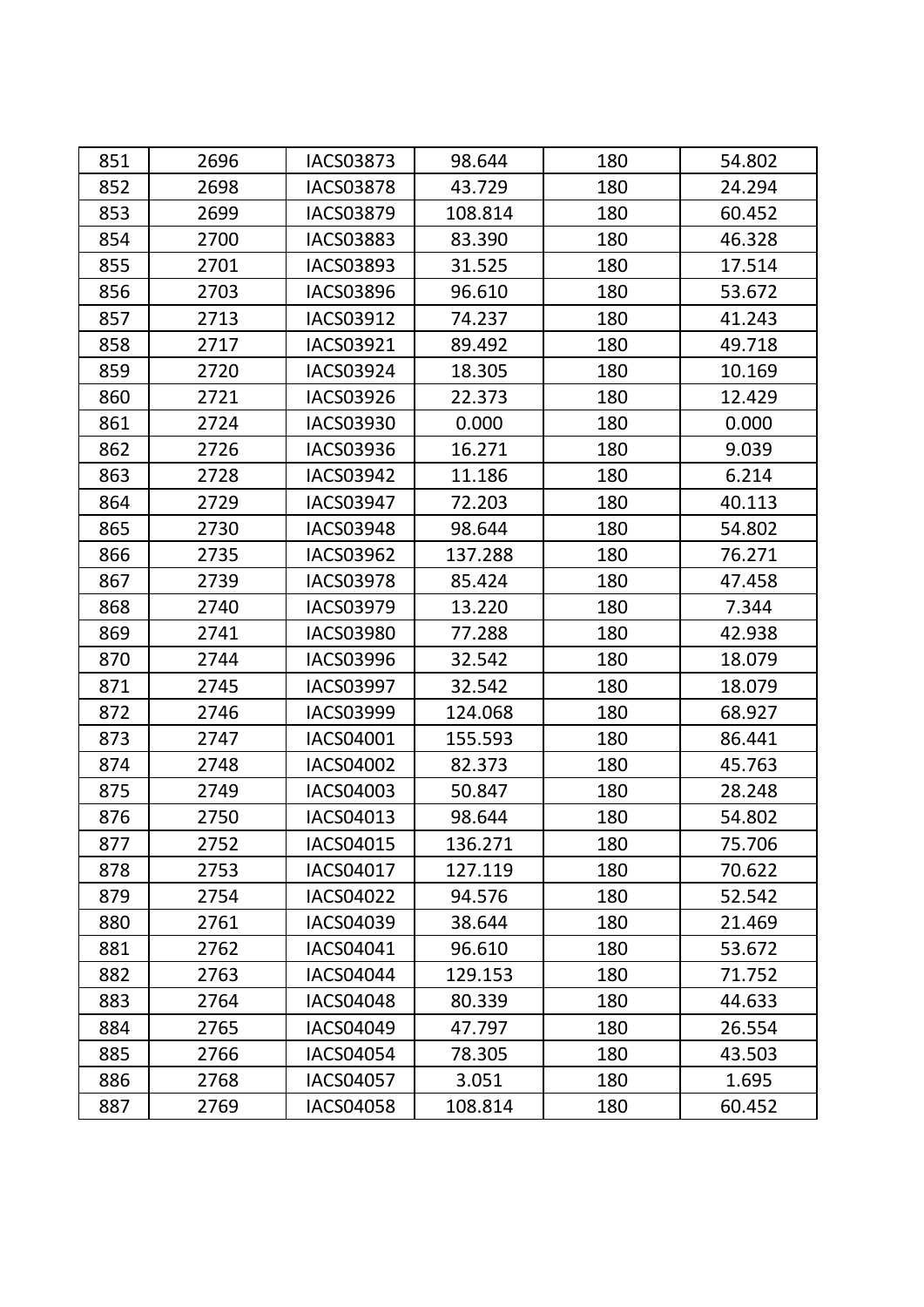| | | | | | |
|---|---|---|---|---|---|
| 851 | 2696 | IACS03873 | 98.644 | 180 | 54.802 |
| 852 | 2698 | IACS03878 | 43.729 | 180 | 24.294 |
| 853 | 2699 | IACS03879 | 108.814 | 180 | 60.452 |
| 854 | 2700 | IACS03883 | 83.390 | 180 | 46.328 |
| 855 | 2701 | IACS03893 | 31.525 | 180 | 17.514 |
| 856 | 2703 | IACS03896 | 96.610 | 180 | 53.672 |
| 857 | 2713 | IACS03912 | 74.237 | 180 | 41.243 |
| 858 | 2717 | IACS03921 | 89.492 | 180 | 49.718 |
| 859 | 2720 | IACS03924 | 18.305 | 180 | 10.169 |
| 860 | 2721 | IACS03926 | 22.373 | 180 | 12.429 |
| 861 | 2724 | IACS03930 | 0.000 | 180 | 0.000 |
| 862 | 2726 | IACS03936 | 16.271 | 180 | 9.039 |
| 863 | 2728 | IACS03942 | 11.186 | 180 | 6.214 |
| 864 | 2729 | IACS03947 | 72.203 | 180 | 40.113 |
| 865 | 2730 | IACS03948 | 98.644 | 180 | 54.802 |
| 866 | 2735 | IACS03962 | 137.288 | 180 | 76.271 |
| 867 | 2739 | IACS03978 | 85.424 | 180 | 47.458 |
| 868 | 2740 | IACS03979 | 13.220 | 180 | 7.344 |
| 869 | 2741 | IACS03980 | 77.288 | 180 | 42.938 |
| 870 | 2744 | IACS03996 | 32.542 | 180 | 18.079 |
| 871 | 2745 | IACS03997 | 32.542 | 180 | 18.079 |
| 872 | 2746 | IACS03999 | 124.068 | 180 | 68.927 |
| 873 | 2747 | IACS04001 | 155.593 | 180 | 86.441 |
| 874 | 2748 | IACS04002 | 82.373 | 180 | 45.763 |
| 875 | 2749 | IACS04003 | 50.847 | 180 | 28.248 |
| 876 | 2750 | IACS04013 | 98.644 | 180 | 54.802 |
| 877 | 2752 | IACS04015 | 136.271 | 180 | 75.706 |
| 878 | 2753 | IACS04017 | 127.119 | 180 | 70.622 |
| 879 | 2754 | IACS04022 | 94.576 | 180 | 52.542 |
| 880 | 2761 | IACS04039 | 38.644 | 180 | 21.469 |
| 881 | 2762 | IACS04041 | 96.610 | 180 | 53.672 |
| 882 | 2763 | IACS04044 | 129.153 | 180 | 71.752 |
| 883 | 2764 | IACS04048 | 80.339 | 180 | 44.633 |
| 884 | 2765 | IACS04049 | 47.797 | 180 | 26.554 |
| 885 | 2766 | IACS04054 | 78.305 | 180 | 43.503 |
| 886 | 2768 | IACS04057 | 3.051 | 180 | 1.695 |
| 887 | 2769 | IACS04058 | 108.814 | 180 | 60.452 |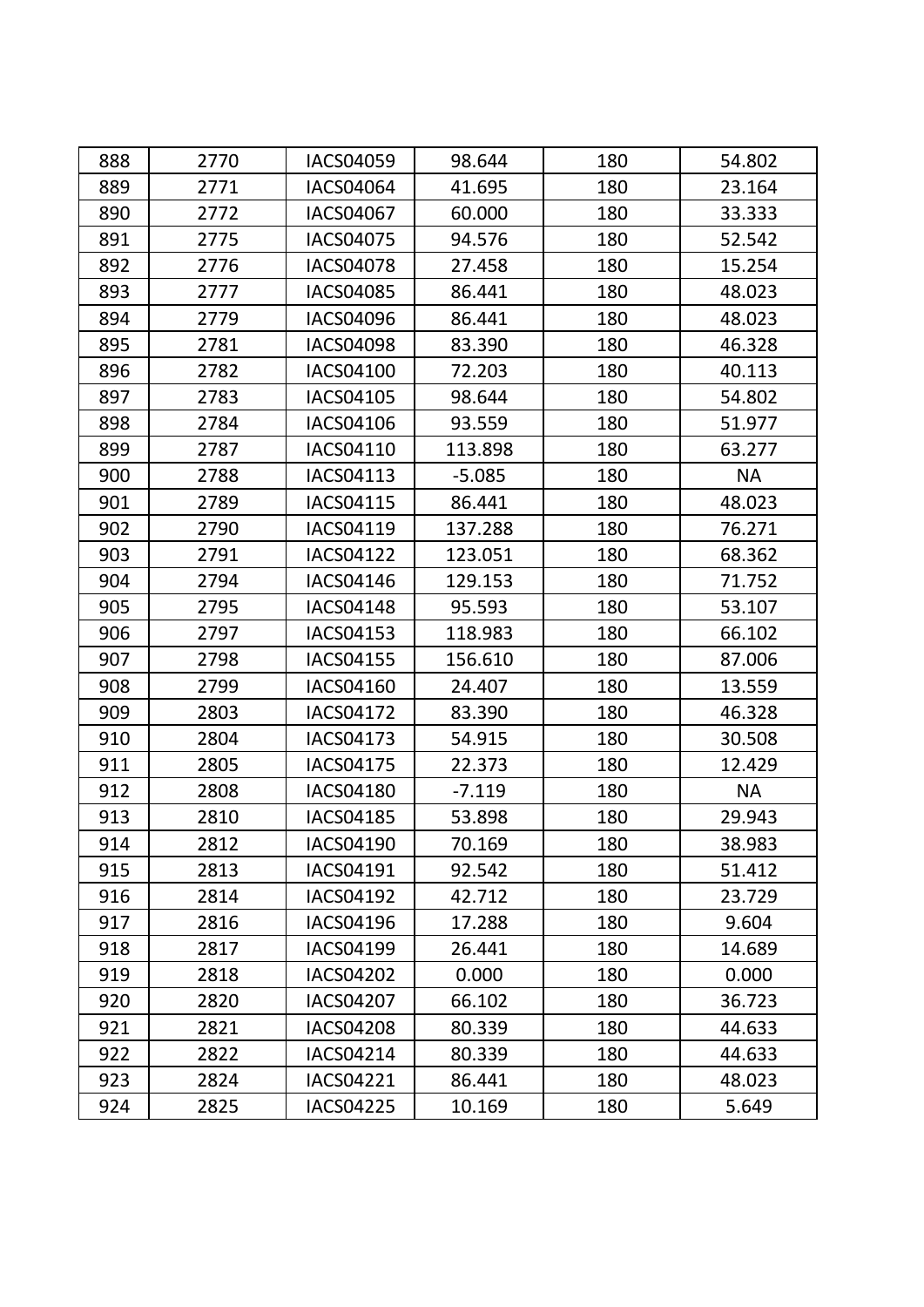| | | | | | |
|---|---|---|---|---|---|
| 888 | 2770 | IACS04059 | 98.644 | 180 | 54.802 |
| 889 | 2771 | IACS04064 | 41.695 | 180 | 23.164 |
| 890 | 2772 | IACS04067 | 60.000 | 180 | 33.333 |
| 891 | 2775 | IACS04075 | 94.576 | 180 | 52.542 |
| 892 | 2776 | IACS04078 | 27.458 | 180 | 15.254 |
| 893 | 2777 | IACS04085 | 86.441 | 180 | 48.023 |
| 894 | 2779 | IACS04096 | 86.441 | 180 | 48.023 |
| 895 | 2781 | IACS04098 | 83.390 | 180 | 46.328 |
| 896 | 2782 | IACS04100 | 72.203 | 180 | 40.113 |
| 897 | 2783 | IACS04105 | 98.644 | 180 | 54.802 |
| 898 | 2784 | IACS04106 | 93.559 | 180 | 51.977 |
| 899 | 2787 | IACS04110 | 113.898 | 180 | 63.277 |
| 900 | 2788 | IACS04113 | -5.085 | 180 | NA |
| 901 | 2789 | IACS04115 | 86.441 | 180 | 48.023 |
| 902 | 2790 | IACS04119 | 137.288 | 180 | 76.271 |
| 903 | 2791 | IACS04122 | 123.051 | 180 | 68.362 |
| 904 | 2794 | IACS04146 | 129.153 | 180 | 71.752 |
| 905 | 2795 | IACS04148 | 95.593 | 180 | 53.107 |
| 906 | 2797 | IACS04153 | 118.983 | 180 | 66.102 |
| 907 | 2798 | IACS04155 | 156.610 | 180 | 87.006 |
| 908 | 2799 | IACS04160 | 24.407 | 180 | 13.559 |
| 909 | 2803 | IACS04172 | 83.390 | 180 | 46.328 |
| 910 | 2804 | IACS04173 | 54.915 | 180 | 30.508 |
| 911 | 2805 | IACS04175 | 22.373 | 180 | 12.429 |
| 912 | 2808 | IACS04180 | -7.119 | 180 | NA |
| 913 | 2810 | IACS04185 | 53.898 | 180 | 29.943 |
| 914 | 2812 | IACS04190 | 70.169 | 180 | 38.983 |
| 915 | 2813 | IACS04191 | 92.542 | 180 | 51.412 |
| 916 | 2814 | IACS04192 | 42.712 | 180 | 23.729 |
| 917 | 2816 | IACS04196 | 17.288 | 180 | 9.604 |
| 918 | 2817 | IACS04199 | 26.441 | 180 | 14.689 |
| 919 | 2818 | IACS04202 | 0.000 | 180 | 0.000 |
| 920 | 2820 | IACS04207 | 66.102 | 180 | 36.723 |
| 921 | 2821 | IACS04208 | 80.339 | 180 | 44.633 |
| 922 | 2822 | IACS04214 | 80.339 | 180 | 44.633 |
| 923 | 2824 | IACS04221 | 86.441 | 180 | 48.023 |
| 924 | 2825 | IACS04225 | 10.169 | 180 | 5.649 |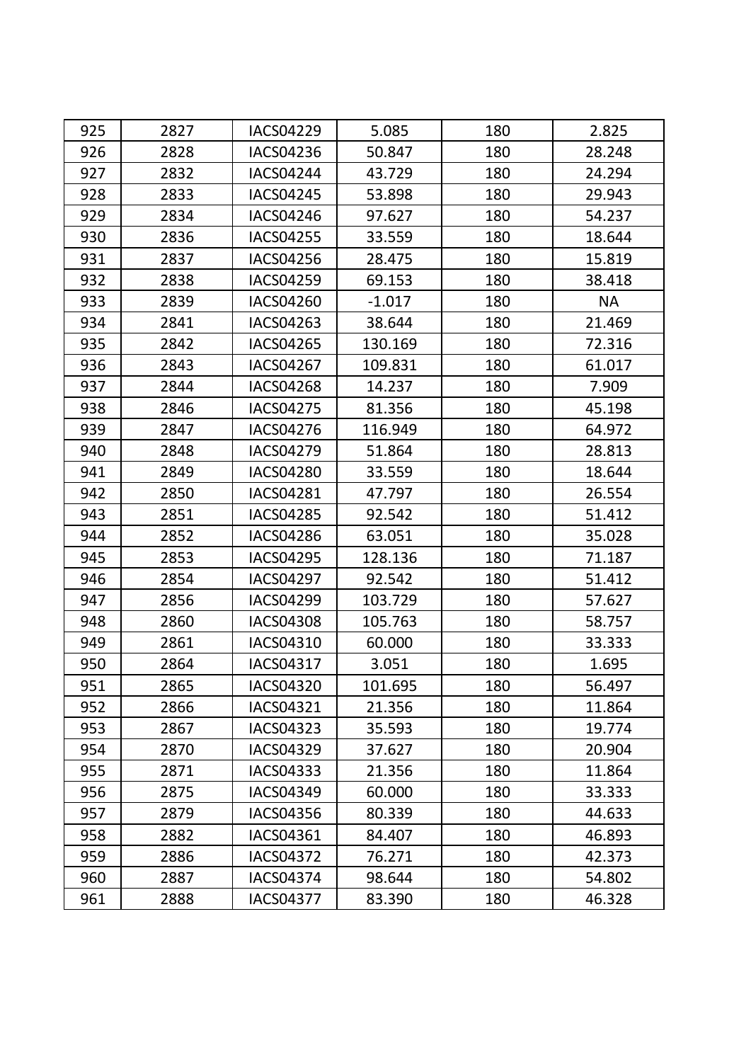| 925 | 2827 | IACS04229 | 5.085 | 180 | 2.825 |
|---|---|---|---|---|---|
| 926 | 2828 | IACS04236 | 50.847 | 180 | 28.248 |
| 927 | 2832 | IACS04244 | 43.729 | 180 | 24.294 |
| 928 | 2833 | IACS04245 | 53.898 | 180 | 29.943 |
| 929 | 2834 | IACS04246 | 97.627 | 180 | 54.237 |
| 930 | 2836 | IACS04255 | 33.559 | 180 | 18.644 |
| 931 | 2837 | IACS04256 | 28.475 | 180 | 15.819 |
| 932 | 2838 | IACS04259 | 69.153 | 180 | 38.418 |
| 933 | 2839 | IACS04260 | -1.017 | 180 | NA |
| 934 | 2841 | IACS04263 | 38.644 | 180 | 21.469 |
| 935 | 2842 | IACS04265 | 130.169 | 180 | 72.316 |
| 936 | 2843 | IACS04267 | 109.831 | 180 | 61.017 |
| 937 | 2844 | IACS04268 | 14.237 | 180 | 7.909 |
| 938 | 2846 | IACS04275 | 81.356 | 180 | 45.198 |
| 939 | 2847 | IACS04276 | 116.949 | 180 | 64.972 |
| 940 | 2848 | IACS04279 | 51.864 | 180 | 28.813 |
| 941 | 2849 | IACS04280 | 33.559 | 180 | 18.644 |
| 942 | 2850 | IACS04281 | 47.797 | 180 | 26.554 |
| 943 | 2851 | IACS04285 | 92.542 | 180 | 51.412 |
| 944 | 2852 | IACS04286 | 63.051 | 180 | 35.028 |
| 945 | 2853 | IACS04295 | 128.136 | 180 | 71.187 |
| 946 | 2854 | IACS04297 | 92.542 | 180 | 51.412 |
| 947 | 2856 | IACS04299 | 103.729 | 180 | 57.627 |
| 948 | 2860 | IACS04308 | 105.763 | 180 | 58.757 |
| 949 | 2861 | IACS04310 | 60.000 | 180 | 33.333 |
| 950 | 2864 | IACS04317 | 3.051 | 180 | 1.695 |
| 951 | 2865 | IACS04320 | 101.695 | 180 | 56.497 |
| 952 | 2866 | IACS04321 | 21.356 | 180 | 11.864 |
| 953 | 2867 | IACS04323 | 35.593 | 180 | 19.774 |
| 954 | 2870 | IACS04329 | 37.627 | 180 | 20.904 |
| 955 | 2871 | IACS04333 | 21.356 | 180 | 11.864 |
| 956 | 2875 | IACS04349 | 60.000 | 180 | 33.333 |
| 957 | 2879 | IACS04356 | 80.339 | 180 | 44.633 |
| 958 | 2882 | IACS04361 | 84.407 | 180 | 46.893 |
| 959 | 2886 | IACS04372 | 76.271 | 180 | 42.373 |
| 960 | 2887 | IACS04374 | 98.644 | 180 | 54.802 |
| 961 | 2888 | IACS04377 | 83.390 | 180 | 46.328 |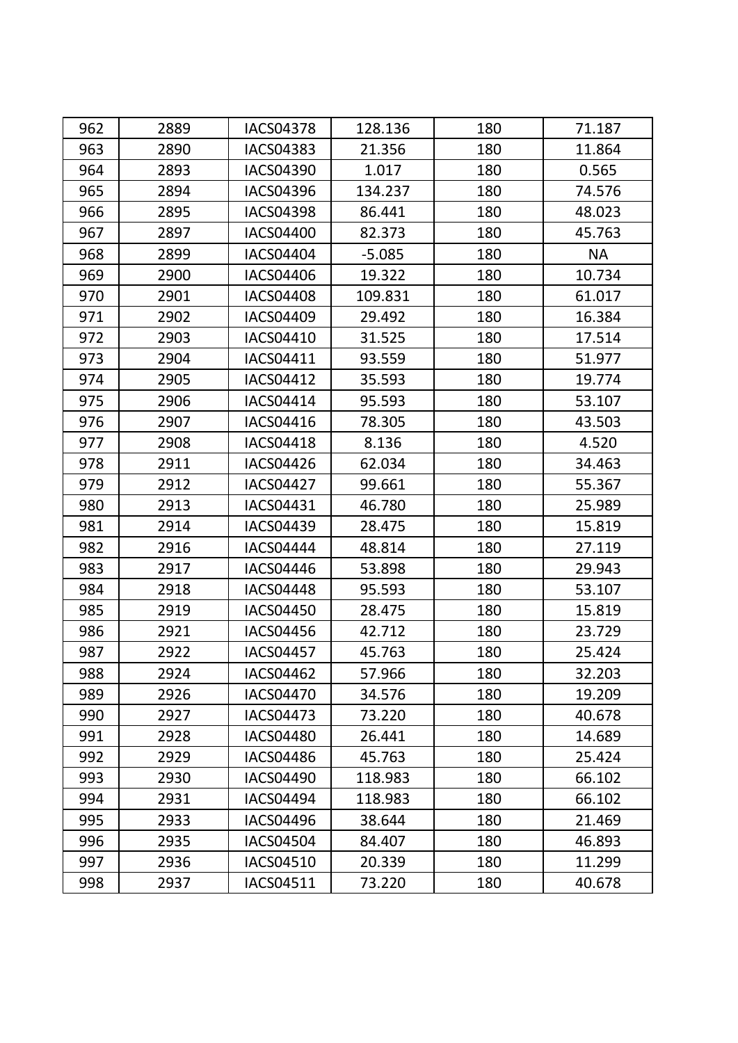| 962 | 2889 | IACS04378 | 128.136 | 180 | 71.187 |
|---|---|---|---|---|---|
| 963 | 2890 | IACS04383 | 21.356 | 180 | 11.864 |
| 964 | 2893 | IACS04390 | 1.017 | 180 | 0.565 |
| 965 | 2894 | IACS04396 | 134.237 | 180 | 74.576 |
| 966 | 2895 | IACS04398 | 86.441 | 180 | 48.023 |
| 967 | 2897 | IACS04400 | 82.373 | 180 | 45.763 |
| 968 | 2899 | IACS04404 | -5.085 | 180 | NA |
| 969 | 2900 | IACS04406 | 19.322 | 180 | 10.734 |
| 970 | 2901 | IACS04408 | 109.831 | 180 | 61.017 |
| 971 | 2902 | IACS04409 | 29.492 | 180 | 16.384 |
| 972 | 2903 | IACS04410 | 31.525 | 180 | 17.514 |
| 973 | 2904 | IACS04411 | 93.559 | 180 | 51.977 |
| 974 | 2905 | IACS04412 | 35.593 | 180 | 19.774 |
| 975 | 2906 | IACS04414 | 95.593 | 180 | 53.107 |
| 976 | 2907 | IACS04416 | 78.305 | 180 | 43.503 |
| 977 | 2908 | IACS04418 | 8.136 | 180 | 4.520 |
| 978 | 2911 | IACS04426 | 62.034 | 180 | 34.463 |
| 979 | 2912 | IACS04427 | 99.661 | 180 | 55.367 |
| 980 | 2913 | IACS04431 | 46.780 | 180 | 25.989 |
| 981 | 2914 | IACS04439 | 28.475 | 180 | 15.819 |
| 982 | 2916 | IACS04444 | 48.814 | 180 | 27.119 |
| 983 | 2917 | IACS04446 | 53.898 | 180 | 29.943 |
| 984 | 2918 | IACS04448 | 95.593 | 180 | 53.107 |
| 985 | 2919 | IACS04450 | 28.475 | 180 | 15.819 |
| 986 | 2921 | IACS04456 | 42.712 | 180 | 23.729 |
| 987 | 2922 | IACS04457 | 45.763 | 180 | 25.424 |
| 988 | 2924 | IACS04462 | 57.966 | 180 | 32.203 |
| 989 | 2926 | IACS04470 | 34.576 | 180 | 19.209 |
| 990 | 2927 | IACS04473 | 73.220 | 180 | 40.678 |
| 991 | 2928 | IACS04480 | 26.441 | 180 | 14.689 |
| 992 | 2929 | IACS04486 | 45.763 | 180 | 25.424 |
| 993 | 2930 | IACS04490 | 118.983 | 180 | 66.102 |
| 994 | 2931 | IACS04494 | 118.983 | 180 | 66.102 |
| 995 | 2933 | IACS04496 | 38.644 | 180 | 21.469 |
| 996 | 2935 | IACS04504 | 84.407 | 180 | 46.893 |
| 997 | 2936 | IACS04510 | 20.339 | 180 | 11.299 |
| 998 | 2937 | IACS04511 | 73.220 | 180 | 40.678 |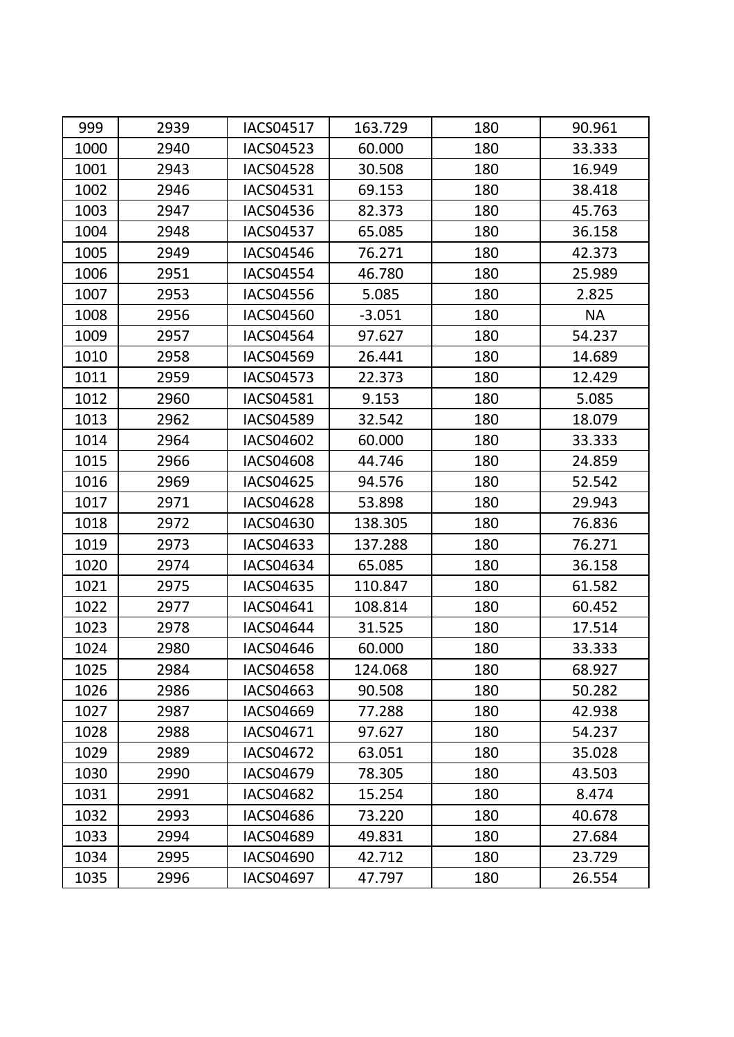| 999 | 2939 | IACS04517 | 163.729 | 180 | 90.961 |
|---|---|---|---|---|---|
| 1000 | 2940 | IACS04523 | 60.000 | 180 | 33.333 |
| 1001 | 2943 | IACS04528 | 30.508 | 180 | 16.949 |
| 1002 | 2946 | IACS04531 | 69.153 | 180 | 38.418 |
| 1003 | 2947 | IACS04536 | 82.373 | 180 | 45.763 |
| 1004 | 2948 | IACS04537 | 65.085 | 180 | 36.158 |
| 1005 | 2949 | IACS04546 | 76.271 | 180 | 42.373 |
| 1006 | 2951 | IACS04554 | 46.780 | 180 | 25.989 |
| 1007 | 2953 | IACS04556 | 5.085 | 180 | 2.825 |
| 1008 | 2956 | IACS04560 | -3.051 | 180 | NA |
| 1009 | 2957 | IACS04564 | 97.627 | 180 | 54.237 |
| 1010 | 2958 | IACS04569 | 26.441 | 180 | 14.689 |
| 1011 | 2959 | IACS04573 | 22.373 | 180 | 12.429 |
| 1012 | 2960 | IACS04581 | 9.153 | 180 | 5.085 |
| 1013 | 2962 | IACS04589 | 32.542 | 180 | 18.079 |
| 1014 | 2964 | IACS04602 | 60.000 | 180 | 33.333 |
| 1015 | 2966 | IACS04608 | 44.746 | 180 | 24.859 |
| 1016 | 2969 | IACS04625 | 94.576 | 180 | 52.542 |
| 1017 | 2971 | IACS04628 | 53.898 | 180 | 29.943 |
| 1018 | 2972 | IACS04630 | 138.305 | 180 | 76.836 |
| 1019 | 2973 | IACS04633 | 137.288 | 180 | 76.271 |
| 1020 | 2974 | IACS04634 | 65.085 | 180 | 36.158 |
| 1021 | 2975 | IACS04635 | 110.847 | 180 | 61.582 |
| 1022 | 2977 | IACS04641 | 108.814 | 180 | 60.452 |
| 1023 | 2978 | IACS04644 | 31.525 | 180 | 17.514 |
| 1024 | 2980 | IACS04646 | 60.000 | 180 | 33.333 |
| 1025 | 2984 | IACS04658 | 124.068 | 180 | 68.927 |
| 1026 | 2986 | IACS04663 | 90.508 | 180 | 50.282 |
| 1027 | 2987 | IACS04669 | 77.288 | 180 | 42.938 |
| 1028 | 2988 | IACS04671 | 97.627 | 180 | 54.237 |
| 1029 | 2989 | IACS04672 | 63.051 | 180 | 35.028 |
| 1030 | 2990 | IACS04679 | 78.305 | 180 | 43.503 |
| 1031 | 2991 | IACS04682 | 15.254 | 180 | 8.474 |
| 1032 | 2993 | IACS04686 | 73.220 | 180 | 40.678 |
| 1033 | 2994 | IACS04689 | 49.831 | 180 | 27.684 |
| 1034 | 2995 | IACS04690 | 42.712 | 180 | 23.729 |
| 1035 | 2996 | IACS04697 | 47.797 | 180 | 26.554 |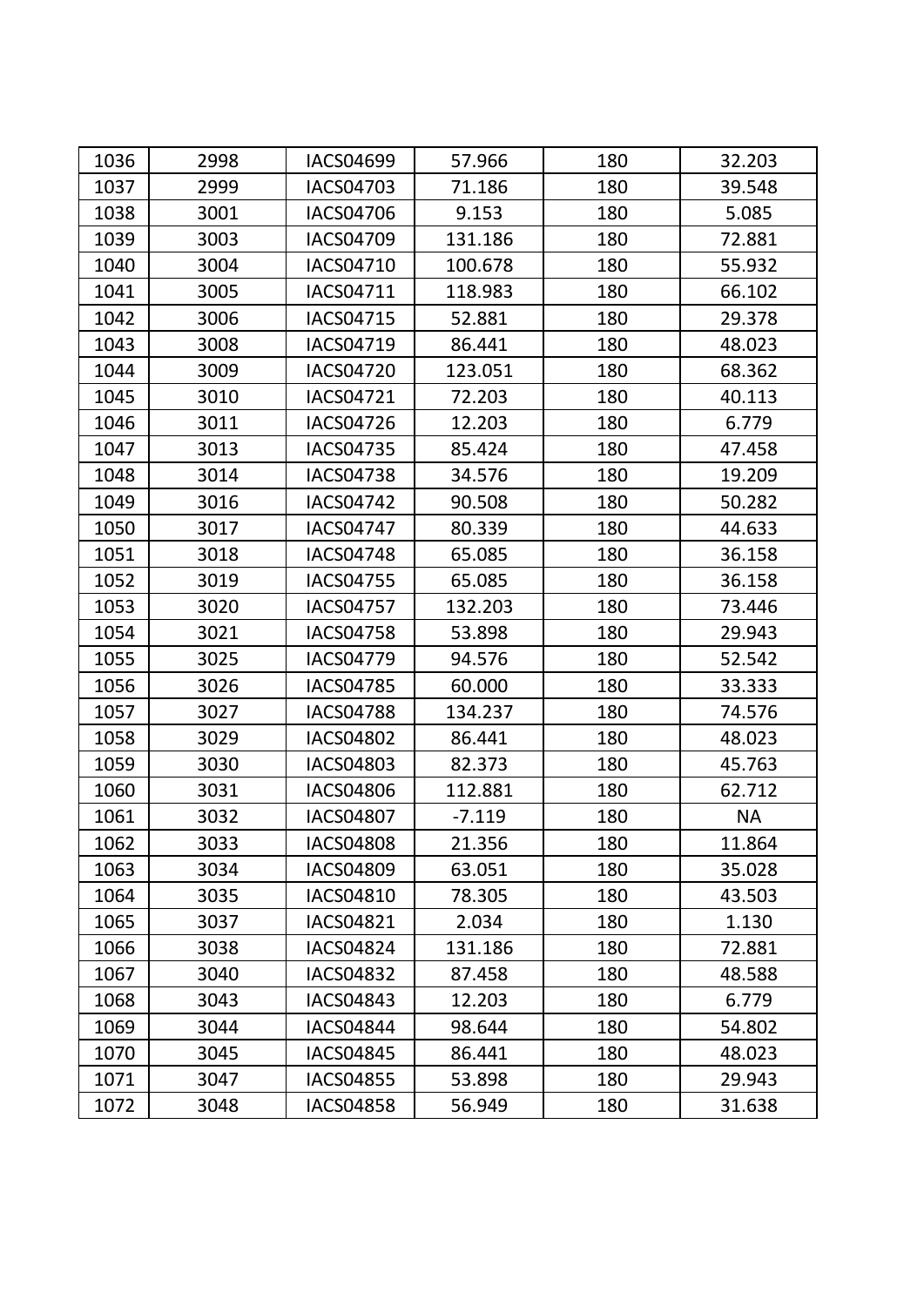| 1036 | 2998 | IACS04699 | 57.966 | 180 | 32.203 |
|---|---|---|---|---|---|
| 1037 | 2999 | IACS04703 | 71.186 | 180 | 39.548 |
| 1038 | 3001 | IACS04706 | 9.153 | 180 | 5.085 |
| 1039 | 3003 | IACS04709 | 131.186 | 180 | 72.881 |
| 1040 | 3004 | IACS04710 | 100.678 | 180 | 55.932 |
| 1041 | 3005 | IACS04711 | 118.983 | 180 | 66.102 |
| 1042 | 3006 | IACS04715 | 52.881 | 180 | 29.378 |
| 1043 | 3008 | IACS04719 | 86.441 | 180 | 48.023 |
| 1044 | 3009 | IACS04720 | 123.051 | 180 | 68.362 |
| 1045 | 3010 | IACS04721 | 72.203 | 180 | 40.113 |
| 1046 | 3011 | IACS04726 | 12.203 | 180 | 6.779 |
| 1047 | 3013 | IACS04735 | 85.424 | 180 | 47.458 |
| 1048 | 3014 | IACS04738 | 34.576 | 180 | 19.209 |
| 1049 | 3016 | IACS04742 | 90.508 | 180 | 50.282 |
| 1050 | 3017 | IACS04747 | 80.339 | 180 | 44.633 |
| 1051 | 3018 | IACS04748 | 65.085 | 180 | 36.158 |
| 1052 | 3019 | IACS04755 | 65.085 | 180 | 36.158 |
| 1053 | 3020 | IACS04757 | 132.203 | 180 | 73.446 |
| 1054 | 3021 | IACS04758 | 53.898 | 180 | 29.943 |
| 1055 | 3025 | IACS04779 | 94.576 | 180 | 52.542 |
| 1056 | 3026 | IACS04785 | 60.000 | 180 | 33.333 |
| 1057 | 3027 | IACS04788 | 134.237 | 180 | 74.576 |
| 1058 | 3029 | IACS04802 | 86.441 | 180 | 48.023 |
| 1059 | 3030 | IACS04803 | 82.373 | 180 | 45.763 |
| 1060 | 3031 | IACS04806 | 112.881 | 180 | 62.712 |
| 1061 | 3032 | IACS04807 | -7.119 | 180 | NA |
| 1062 | 3033 | IACS04808 | 21.356 | 180 | 11.864 |
| 1063 | 3034 | IACS04809 | 63.051 | 180 | 35.028 |
| 1064 | 3035 | IACS04810 | 78.305 | 180 | 43.503 |
| 1065 | 3037 | IACS04821 | 2.034 | 180 | 1.130 |
| 1066 | 3038 | IACS04824 | 131.186 | 180 | 72.881 |
| 1067 | 3040 | IACS04832 | 87.458 | 180 | 48.588 |
| 1068 | 3043 | IACS04843 | 12.203 | 180 | 6.779 |
| 1069 | 3044 | IACS04844 | 98.644 | 180 | 54.802 |
| 1070 | 3045 | IACS04845 | 86.441 | 180 | 48.023 |
| 1071 | 3047 | IACS04855 | 53.898 | 180 | 29.943 |
| 1072 | 3048 | IACS04858 | 56.949 | 180 | 31.638 |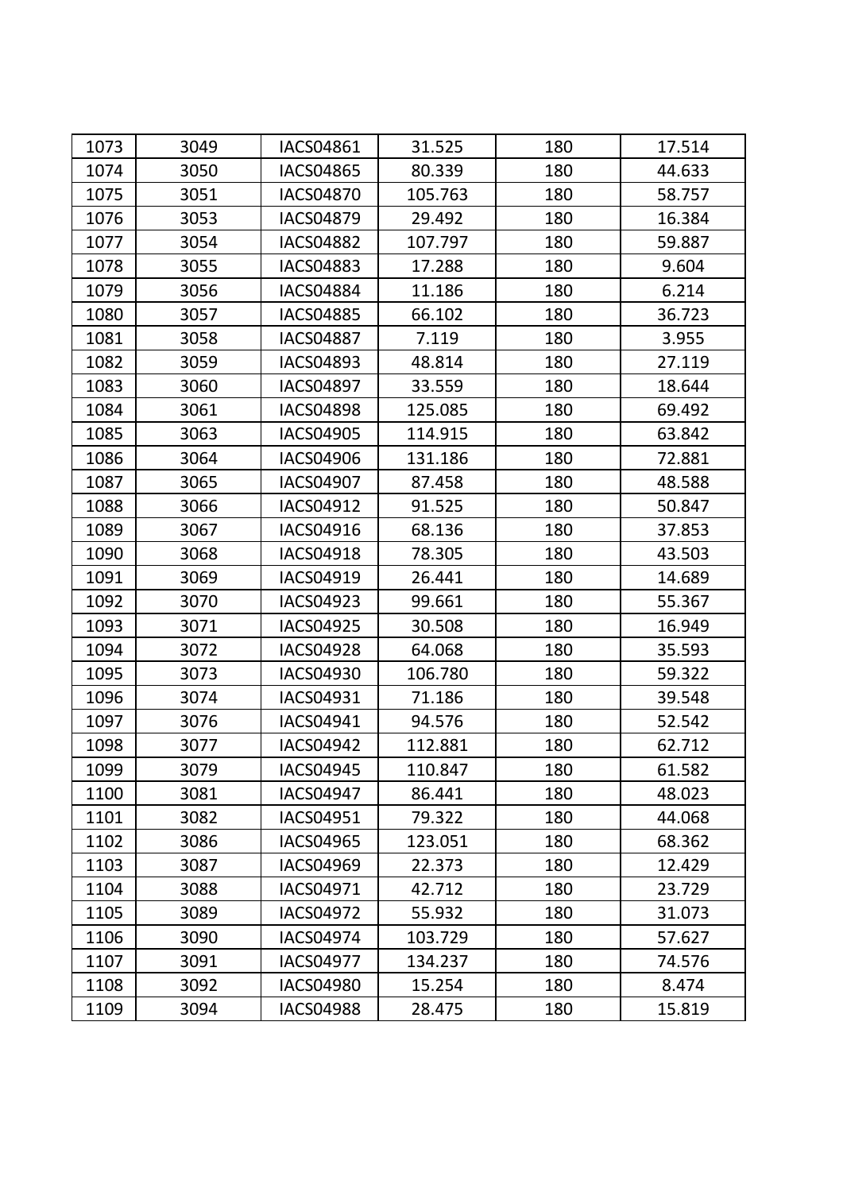| | | | | | |
|---|---|---|---|---|---|
| 1073 | 3049 | IACS04861 | 31.525 | 180 | 17.514 |
| 1074 | 3050 | IACS04865 | 80.339 | 180 | 44.633 |
| 1075 | 3051 | IACS04870 | 105.763 | 180 | 58.757 |
| 1076 | 3053 | IACS04879 | 29.492 | 180 | 16.384 |
| 1077 | 3054 | IACS04882 | 107.797 | 180 | 59.887 |
| 1078 | 3055 | IACS04883 | 17.288 | 180 | 9.604 |
| 1079 | 3056 | IACS04884 | 11.186 | 180 | 6.214 |
| 1080 | 3057 | IACS04885 | 66.102 | 180 | 36.723 |
| 1081 | 3058 | IACS04887 | 7.119 | 180 | 3.955 |
| 1082 | 3059 | IACS04893 | 48.814 | 180 | 27.119 |
| 1083 | 3060 | IACS04897 | 33.559 | 180 | 18.644 |
| 1084 | 3061 | IACS04898 | 125.085 | 180 | 69.492 |
| 1085 | 3063 | IACS04905 | 114.915 | 180 | 63.842 |
| 1086 | 3064 | IACS04906 | 131.186 | 180 | 72.881 |
| 1087 | 3065 | IACS04907 | 87.458 | 180 | 48.588 |
| 1088 | 3066 | IACS04912 | 91.525 | 180 | 50.847 |
| 1089 | 3067 | IACS04916 | 68.136 | 180 | 37.853 |
| 1090 | 3068 | IACS04918 | 78.305 | 180 | 43.503 |
| 1091 | 3069 | IACS04919 | 26.441 | 180 | 14.689 |
| 1092 | 3070 | IACS04923 | 99.661 | 180 | 55.367 |
| 1093 | 3071 | IACS04925 | 30.508 | 180 | 16.949 |
| 1094 | 3072 | IACS04928 | 64.068 | 180 | 35.593 |
| 1095 | 3073 | IACS04930 | 106.780 | 180 | 59.322 |
| 1096 | 3074 | IACS04931 | 71.186 | 180 | 39.548 |
| 1097 | 3076 | IACS04941 | 94.576 | 180 | 52.542 |
| 1098 | 3077 | IACS04942 | 112.881 | 180 | 62.712 |
| 1099 | 3079 | IACS04945 | 110.847 | 180 | 61.582 |
| 1100 | 3081 | IACS04947 | 86.441 | 180 | 48.023 |
| 1101 | 3082 | IACS04951 | 79.322 | 180 | 44.068 |
| 1102 | 3086 | IACS04965 | 123.051 | 180 | 68.362 |
| 1103 | 3087 | IACS04969 | 22.373 | 180 | 12.429 |
| 1104 | 3088 | IACS04971 | 42.712 | 180 | 23.729 |
| 1105 | 3089 | IACS04972 | 55.932 | 180 | 31.073 |
| 1106 | 3090 | IACS04974 | 103.729 | 180 | 57.627 |
| 1107 | 3091 | IACS04977 | 134.237 | 180 | 74.576 |
| 1108 | 3092 | IACS04980 | 15.254 | 180 | 8.474 |
| 1109 | 3094 | IACS04988 | 28.475 | 180 | 15.819 |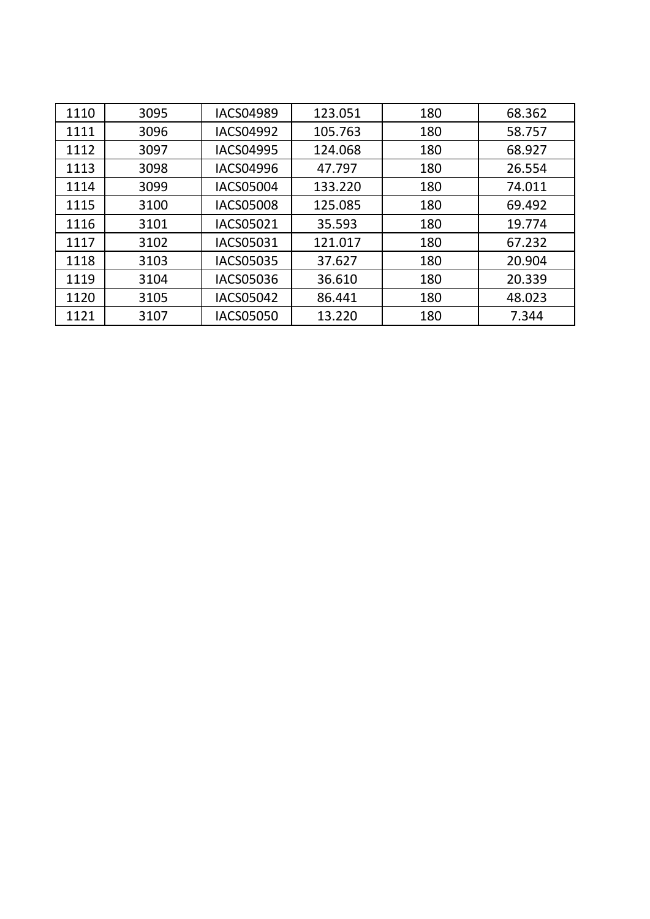| | | | | | |
|---|---|---|---|---|---|
| 1110 | 3095 | IACS04989 | 123.051 | 180 | 68.362 |
| 1111 | 3096 | IACS04992 | 105.763 | 180 | 58.757 |
| 1112 | 3097 | IACS04995 | 124.068 | 180 | 68.927 |
| 1113 | 3098 | IACS04996 | 47.797 | 180 | 26.554 |
| 1114 | 3099 | IACS05004 | 133.220 | 180 | 74.011 |
| 1115 | 3100 | IACS05008 | 125.085 | 180 | 69.492 |
| 1116 | 3101 | IACS05021 | 35.593 | 180 | 19.774 |
| 1117 | 3102 | IACS05031 | 121.017 | 180 | 67.232 |
| 1118 | 3103 | IACS05035 | 37.627 | 180 | 20.904 |
| 1119 | 3104 | IACS05036 | 36.610 | 180 | 20.339 |
| 1120 | 3105 | IACS05042 | 86.441 | 180 | 48.023 |
| 1121 | 3107 | IACS05050 | 13.220 | 180 | 7.344 |